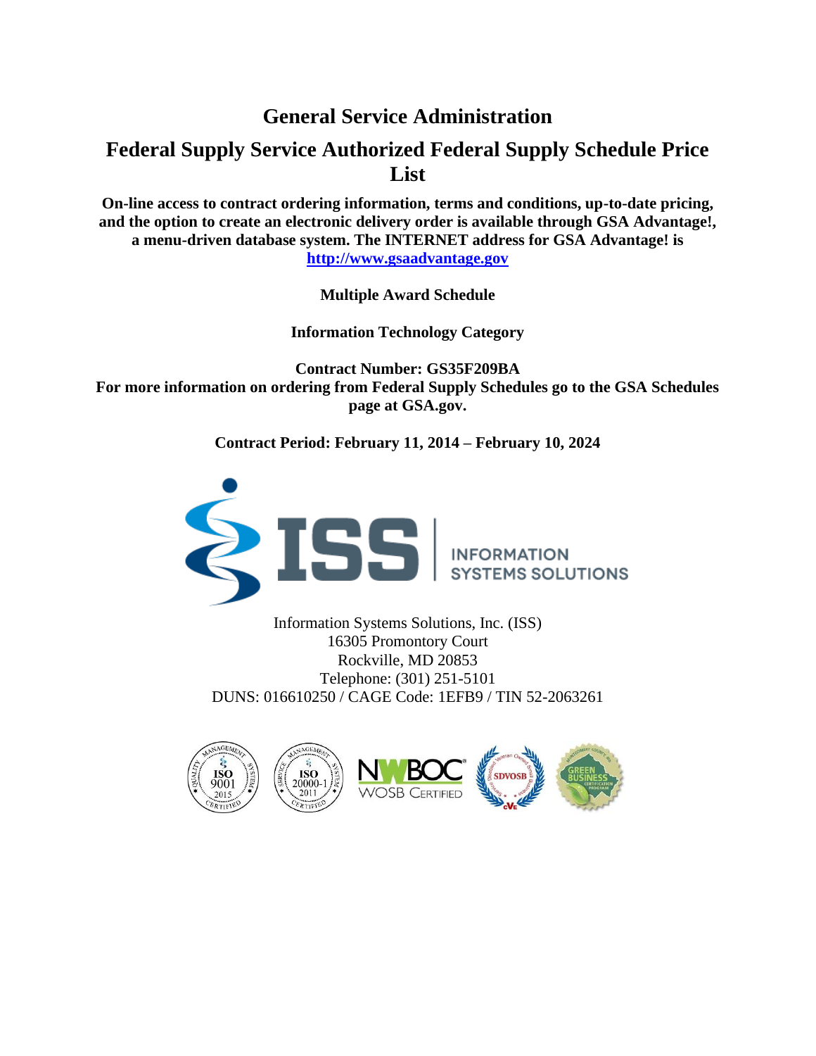# General Service Administration

## Federal Supply Service Authorized Federal Supply Schedule Price List

**On-line access to contract ordering information, terms and conditions, up-to-date pricing, and the option to create an electronic delivery order is available through GSA Advantage!, a menu-driven database system. The INTERNET address for GSA Advantage! is [http://www.gsaadvantage.gov](http://www.gsaadvantage.gov)**

**Multiple Award Schedule**

**Information Technology Category**

**Contract Number: GS35F209BA**
**For more information on ordering from Federal Supply Schedules go to the GSA Schedules page at GSA.gov.**

**Contract Period: February 11, 2014 – February 10, 2024**

ISS | INFORMATION SYSTEMS SOLUTIONS

Information Systems Solutions, Inc. (ISS)
16305 Promontory Court
Rockville, MD 20853
Telephone: (301) 251-5101
DUNS: 016610250 / CAGE Code: 1EFB9 / TIN 52-2063261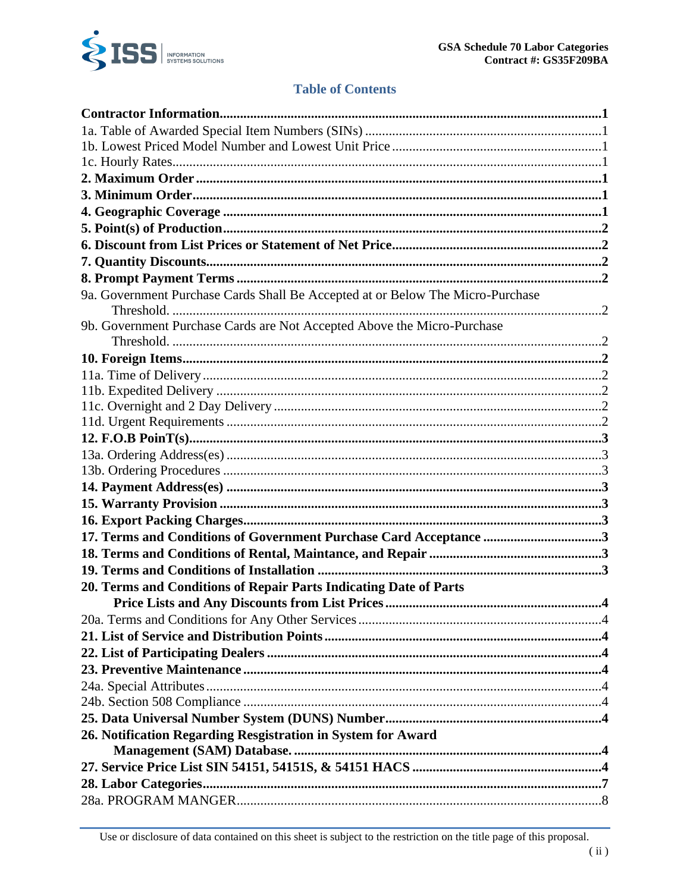## Table of Contents

**Contractor Information** ... **1**

1a. Table of Awarded Special Item Numbers (SINs) ... 1

1b. Lowest Priced Model Number and Lowest Unit Price ... 1

1c. Hourly Rates ... 1

**2. Maximum Order** ... **1**

**3. Minimum Order** ... **1**

**4. Geographic Coverage** ... **1**

**5. Point(s) of Production** ... **2**

**6. Discount from List Prices or Statement of Net Price** ... **2**

**7. Quantity Discounts** ... **2**

**8. Prompt Payment Terms** ... **2**

9a. Government Purchase Cards Shall Be Accepted at or Below The Micro-Purchase Threshold. ... 2

9b. Government Purchase Cards are Not Accepted Above the Micro-Purchase Threshold. ... 2

**10. Foreign Items** ... **2**

11a. Time of Delivery ... 2

11b. Expedited Delivery ... 2

11c. Overnight and 2 Day Delivery ... 2

11d. Urgent Requirements ... 2

**12. F.O.B PoinT(s)** ... **3**

13a. Ordering Address(es) ... 3

13b. Ordering Procedures ... 3

**14. Payment Address(es)** ... **3**

**15. Warranty Provision** ... **3**

**16. Export Packing Charges** ... **3**

**17. Terms and Conditions of Government Purchase Card Acceptance** ... **3**

**18. Terms and Conditions of Rental, Maintance, and Repair** ... **3**

**19. Terms and Conditions of Installation** ... **3**

**20. Terms and Conditions of Repair Parts Indicating Date of Parts Price Lists and Any Discounts from List Prices** ... **4**

20a. Terms and Conditions for Any Other Services ... 4

**21. List of Service and Distribution Points** ... **4**

**22. List of Participating Dealers** ... **4**

**23. Preventive Maintenance** ... **4**

24a. Special Attributes ... 4

24b. Section 508 Compliance ... 4

**25. Data Universal Number System (DUNS) Number** ... **4**

**26. Notification Regarding Resgistration in System for Award Management (SAM) Database.** ... **4**

**27. Service Price List SIN 54151, 54151S, & 54151 HACS** ... **4**

**28. Labor Categories** ... **7**

28a. PROGRAM MANGER ... 8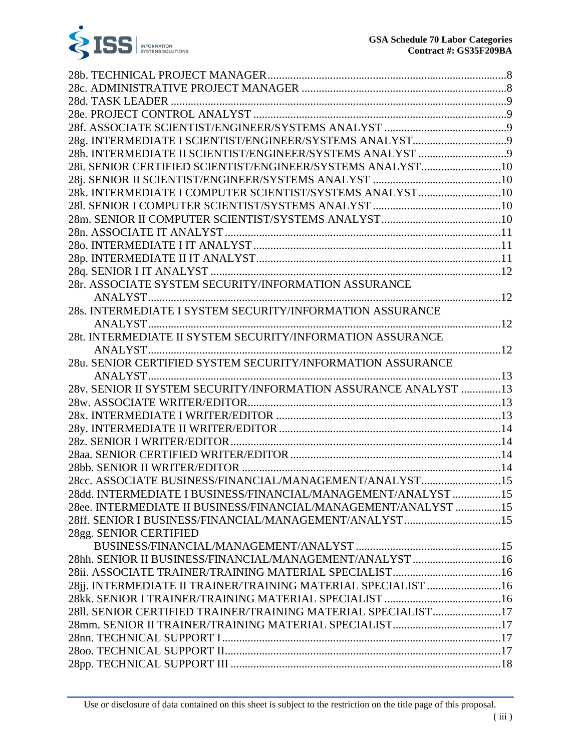28b. TECHNICAL PROJECT MANAGER....8
28c. ADMINISTRATIVE PROJECT MANAGER....8
28d. TASK LEADER....9
28e. PROJECT CONTROL ANALYST....9
28f. ASSOCIATE SCIENTIST/ENGINEER/SYSTEMS ANALYST....9
28g. INTERMEDIATE I SCIENTIST/ENGINEER/SYSTEMS ANALYST....9
28h. INTERMEDIATE II SCIENTIST/ENGINEER/SYSTEMS ANALYST....9
28i. SENIOR CERTIFIED SCIENTIST/ENGINEER/SYSTEMS ANALYST....10
28j. SENIOR II SCIENTIST/ENGINEER/SYSTEMS ANALYST....10
28k. INTERMEDIATE I COMPUTER SCIENTIST/SYSTEMS ANALYST....10
28l. SENIOR I COMPUTER SCIENTIST/SYSTEMS ANALYST....10
28m. SENIOR II COMPUTER SCIENTIST/SYSTEMS ANALYST....10
28n. ASSOCIATE IT ANALYST....11
28o. INTERMEDIATE I IT ANALYST....11
28p. INTERMEDIATE II IT ANALYST....11
28q. SENIOR I IT ANALYST....12
28r. ASSOCIATE SYSTEM SECURITY/INFORMATION ASSURANCE ANALYST....12
28s. INTERMEDIATE I SYSTEM SECURITY/INFORMATION ASSURANCE ANALYST....12
28t. INTERMEDIATE II SYSTEM SECURITY/INFORMATION ASSURANCE ANALYST....12
28u. SENIOR CERTIFIED SYSTEM SECURITY/INFORMATION ASSURANCE ANALYST....13
28v. SENIOR II SYSTEM SECURITY/INFORMATION ASSURANCE ANALYST....13
28w. ASSOCIATE WRITER/EDITOR....13
28x. INTERMEDIATE I WRITER/EDITOR....13
28y. INTERMEDIATE II WRITER/EDITOR....14
28z. SENIOR I WRITER/EDITOR....14
28aa. SENIOR CERTIFIED WRITER/EDITOR....14
28bb. SENIOR II WRITER/EDITOR....14
28cc. ASSOCIATE BUSINESS/FINANCIAL/MANAGEMENT/ANALYST....15
28dd. INTERMEDIATE I BUSINESS/FINANCIAL/MANAGEMENT/ANALYST....15
28ee. INTERMEDIATE II BUSINESS/FINANCIAL/MANAGEMENT/ANALYST....15
28ff. SENIOR I BUSINESS/FINANCIAL/MANAGEMENT/ANALYST....15
28gg. SENIOR CERTIFIED BUSINESS/FINANCIAL/MANAGEMENT/ANALYST....15
28hh. SENIOR II BUSINESS/FINANCIAL/MANAGEMENT/ANALYST....16
28ii. ASSOCIATE TRAINER/TRAINING MATERIAL SPECIALIST....16
28jj. INTERMEDIATE II TRAINER/TRAINING MATERIAL SPECIALIST....16
28kk. SENIOR I TRAINER/TRAINING MATERIAL SPECIALIST....16
28ll. SENIOR CERTIFIED TRAINER/TRAINING MATERIAL SPECIALIST....17
28mm. SENIOR II TRAINER/TRAINING MATERIAL SPECIALIST....17
28nn. TECHNICAL SUPPORT I....17
28oo. TECHNICAL SUPPORT II....17
28pp. TECHNICAL SUPPORT III....18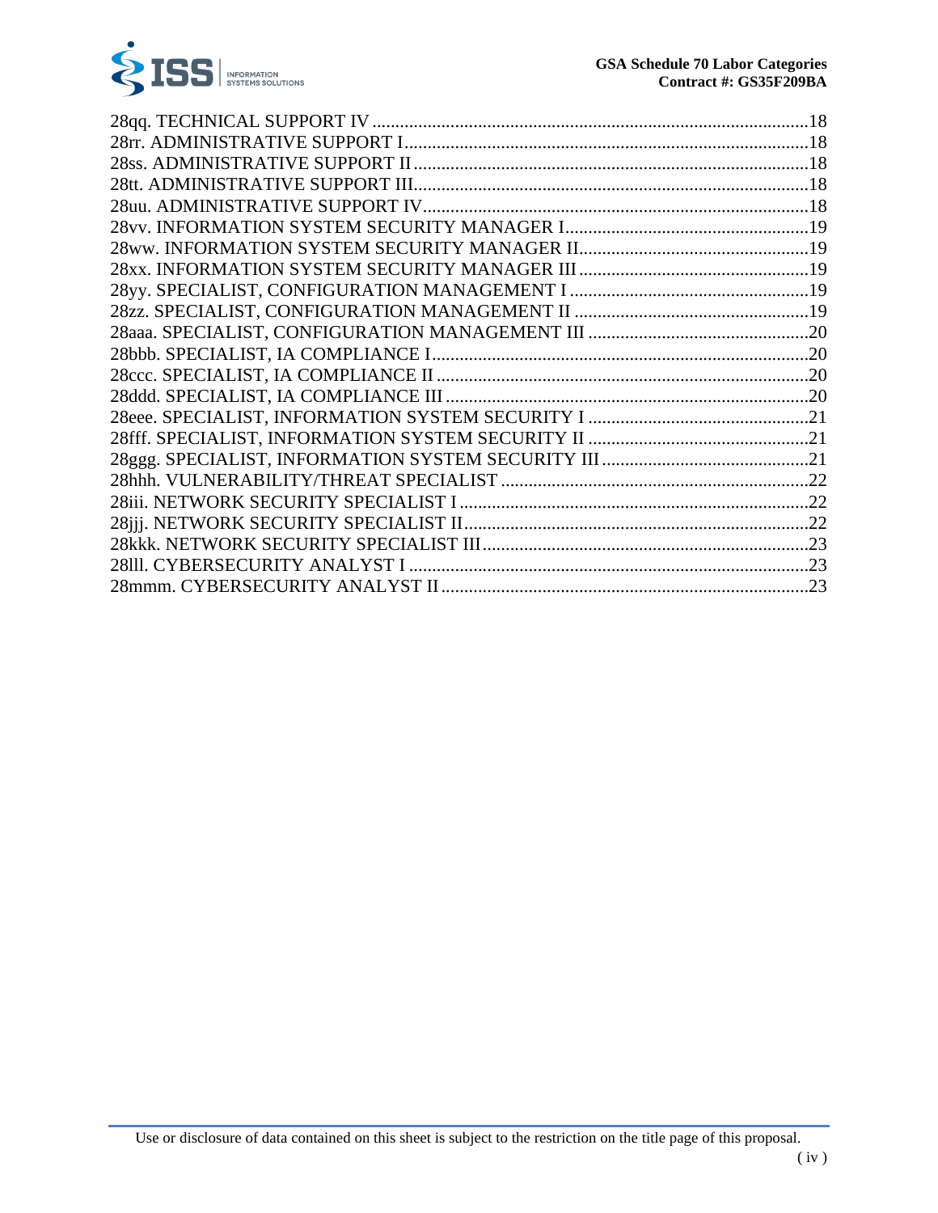28qq. TECHNICAL SUPPORT IV ........................................................................................18
28rr. ADMINISTRATIVE SUPPORT I.................................................................................18
28ss. ADMINISTRATIVE SUPPORT II...............................................................................18
28tt. ADMINISTRATIVE SUPPORT III...............................................................................18
28uu. ADMINISTRATIVE SUPPORT IV..............................................................................18
28vv. INFORMATION SYSTEM SECURITY MANAGER I...................................................19
28ww. INFORMATION SYSTEM SECURITY MANAGER II................................................19
28xx. INFORMATION SYSTEM SECURITY MANAGER III................................................19
28yy. SPECIALIST, CONFIGURATION MANAGEMENT I ..................................................19
28zz. SPECIALIST, CONFIGURATION MANAGEMENT II .................................................19
28aaa. SPECIALIST, CONFIGURATION MANAGEMENT III ..............................................20
28bbb. SPECIALIST, IA COMPLIANCE I.............................................................................20
28ccc. SPECIALIST, IA COMPLIANCE II ............................................................................20
28ddd. SPECIALIST, IA COMPLIANCE III ...........................................................................20
28eee. SPECIALIST, INFORMATION SYSTEM SECURITY I ..............................................21
28fff. SPECIALIST, INFORMATION SYSTEM SECURITY II ..............................................21
28ggg. SPECIALIST, INFORMATION SYSTEM SECURITY III ...........................................21
28hhh. VULNERABILITY/THREAT SPECIALIST .................................................................22
28iii. NETWORK SECURITY SPECIALIST I ........................................................................22
28jjj. NETWORK SECURITY SPECIALIST II.......................................................................22
28kkk. NETWORK SECURITY SPECIALIST III...................................................................23
28lll. CYBERSECURITY ANALYST I ...................................................................................23
28mmm. CYBERSECURITY ANALYST II ............................................................................23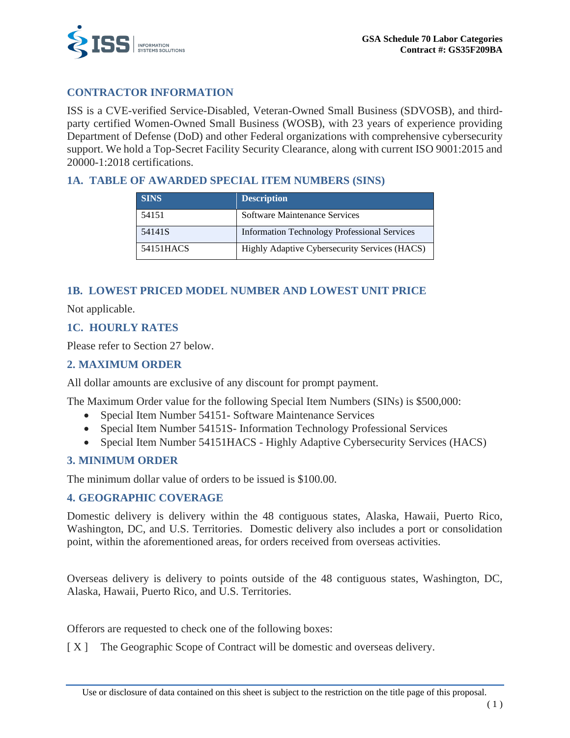## CONTRACTOR INFORMATION

ISS is a CVE-verified Service-Disabled, Veteran-Owned Small Business (SDVOSB), and third-party certified Women-Owned Small Business (WOSB), with 23 years of experience providing Department of Defense (DoD) and other Federal organizations with comprehensive cybersecurity support. We hold a Top-Secret Facility Security Clearance, along with current ISO 9001:2015 and 20000-1:2018 certifications.

### 1A. TABLE OF AWARDED SPECIAL ITEM NUMBERS (SINS)

| SINS | Description |
| --- | --- |
| 54151 | Software Maintenance Services |
| 54141S | Information Technology Professional Services |
| 54151HACS | Highly Adaptive Cybersecurity Services (HACS) |

### 1B. LOWEST PRICED MODEL NUMBER AND LOWEST UNIT PRICE

Not applicable.

### 1C. HOURLY RATES

Please refer to Section 27 below.

### 2. MAXIMUM ORDER

All dollar amounts are exclusive of any discount for prompt payment.

The Maximum Order value for the following Special Item Numbers (SINs) is $500,000:

- Special Item Number 54151- Software Maintenance Services
- Special Item Number 54151S- Information Technology Professional Services
- Special Item Number 54151HACS - Highly Adaptive Cybersecurity Services (HACS)

### 3. MINIMUM ORDER

The minimum dollar value of orders to be issued is $100.00.

### 4. GEOGRAPHIC COVERAGE

Domestic delivery is delivery within the 48 contiguous states, Alaska, Hawaii, Puerto Rico, Washington, DC, and U.S. Territories. Domestic delivery also includes a port or consolidation point, within the aforementioned areas, for orders received from overseas activities.

Overseas delivery is delivery to points outside of the 48 contiguous states, Washington, DC, Alaska, Hawaii, Puerto Rico, and U.S. Territories.

Offerors are requested to check one of the following boxes:

[ X ] The Geographic Scope of Contract will be domestic and overseas delivery.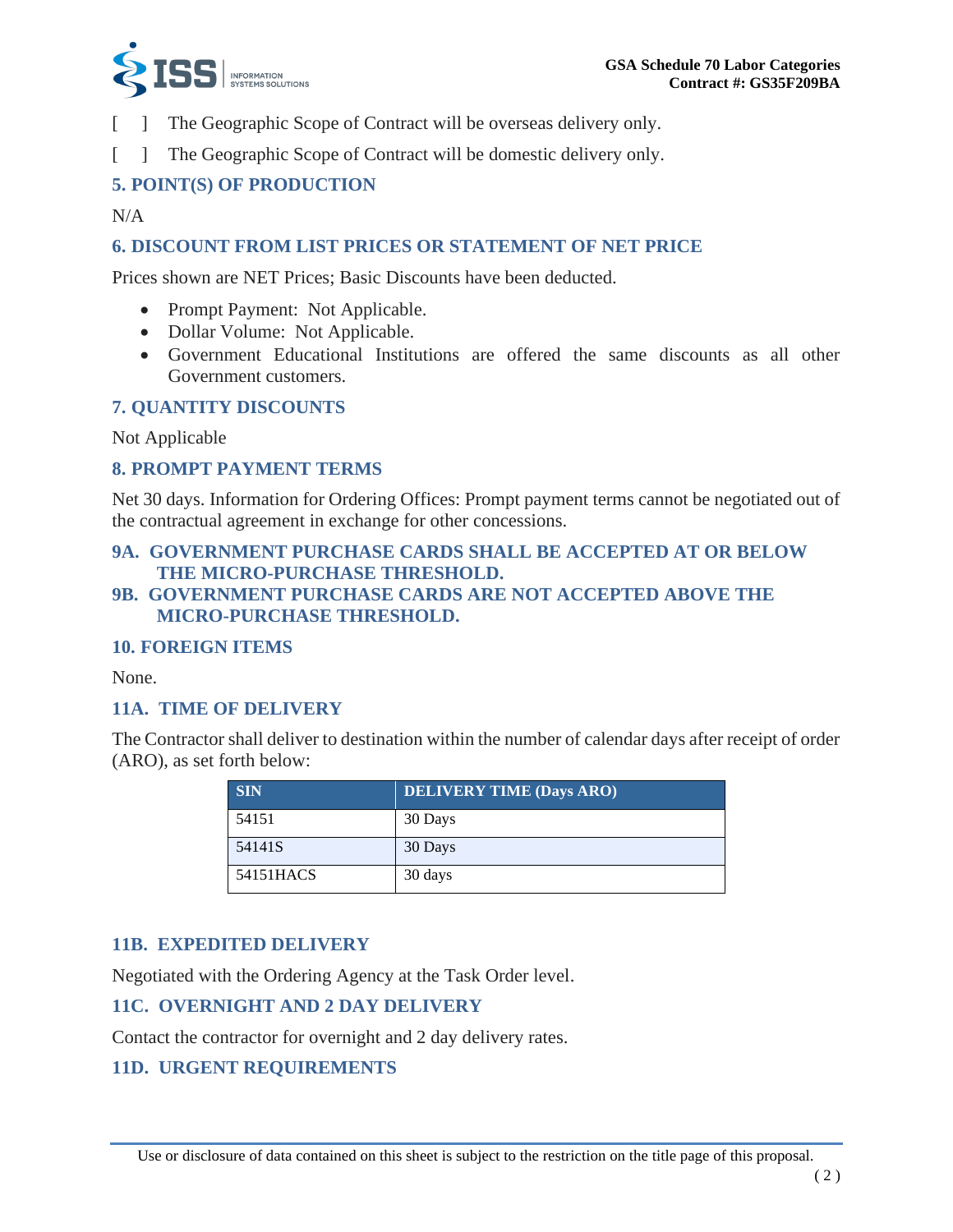[ ] The Geographic Scope of Contract will be overseas delivery only.

[ ] The Geographic Scope of Contract will be domestic delivery only.

## 5. POINT(S) OF PRODUCTION

N/A

## 6. DISCOUNT FROM LIST PRICES OR STATEMENT OF NET PRICE

Prices shown are NET Prices; Basic Discounts have been deducted.

- Prompt Payment: Not Applicable.
- Dollar Volume: Not Applicable.
- Government Educational Institutions are offered the same discounts as all other Government customers.

## 7. QUANTITY DISCOUNTS

Not Applicable

## 8. PROMPT PAYMENT TERMS

Net 30 days. Information for Ordering Offices: Prompt payment terms cannot be negotiated out of the contractual agreement in exchange for other concessions.

## 9A. GOVERNMENT PURCHASE CARDS SHALL BE ACCEPTED AT OR BELOW THE MICRO-PURCHASE THRESHOLD.

## 9B. GOVERNMENT PURCHASE CARDS ARE NOT ACCEPTED ABOVE THE MICRO-PURCHASE THRESHOLD.

## 10. FOREIGN ITEMS

None.

## 11A. TIME OF DELIVERY

The Contractor shall deliver to destination within the number of calendar days after receipt of order (ARO), as set forth below:

| SIN | DELIVERY TIME (Days ARO) |
|---|---|
| 54151 | 30 Days |
| 54141S | 30 Days |
| 54151HACS | 30 days |

## 11B. EXPEDITED DELIVERY

Negotiated with the Ordering Agency at the Task Order level.

## 11C. OVERNIGHT AND 2 DAY DELIVERY

Contact the contractor for overnight and 2 day delivery rates.

## 11D. URGENT REQUIREMENTS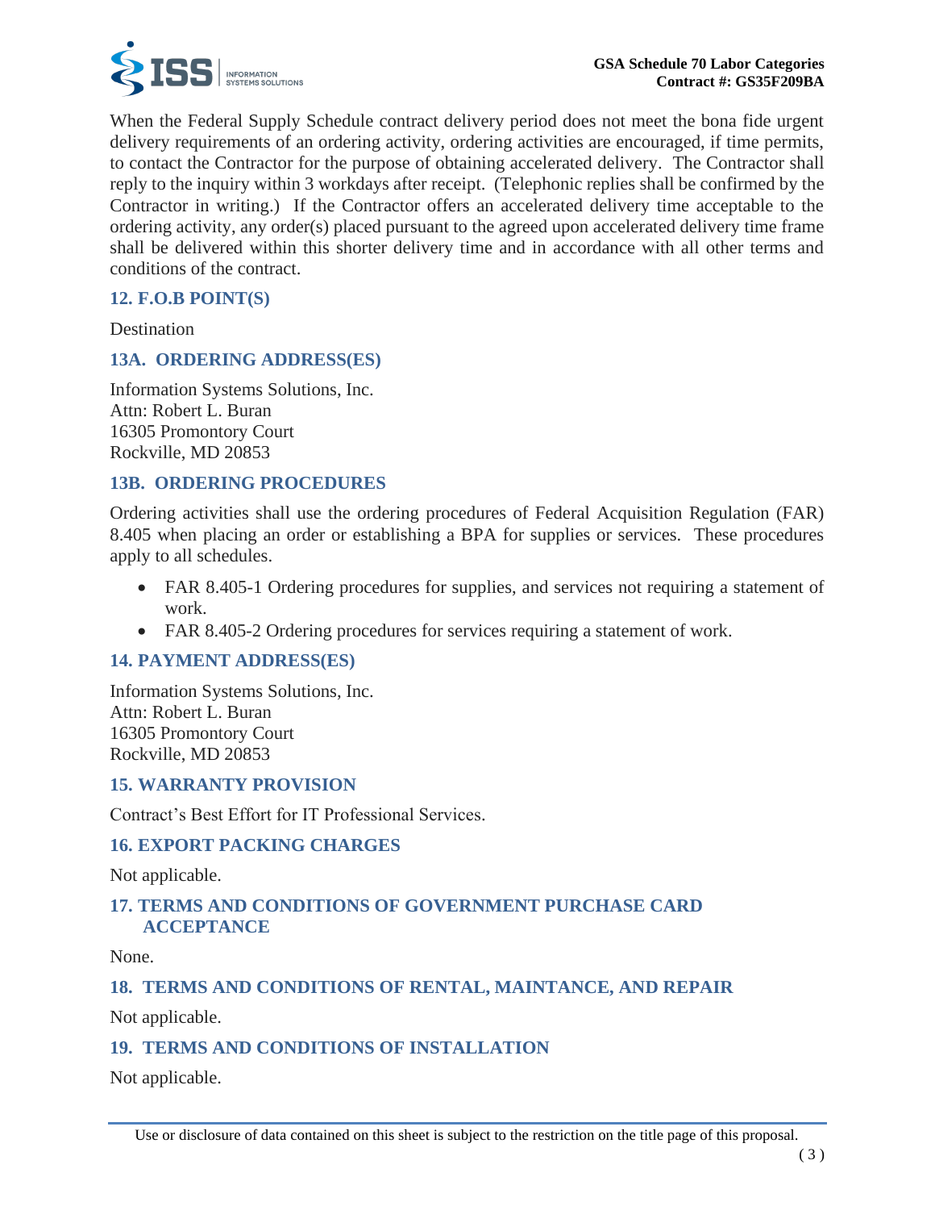When the Federal Supply Schedule contract delivery period does not meet the bona fide urgent delivery requirements of an ordering activity, ordering activities are encouraged, if time permits, to contact the Contractor for the purpose of obtaining accelerated delivery. The Contractor shall reply to the inquiry within 3 workdays after receipt. (Telephonic replies shall be confirmed by the Contractor in writing.) If the Contractor offers an accelerated delivery time acceptable to the ordering activity, any order(s) placed pursuant to the agreed upon accelerated delivery time frame shall be delivered within this shorter delivery time and in accordance with all other terms and conditions of the contract.

## 12. F.O.B POINT(S)

Destination

## 13A. ORDERING ADDRESS(ES)

Information Systems Solutions, Inc.
Attn: Robert L. Buran
16305 Promontory Court
Rockville, MD 20853

## 13B. ORDERING PROCEDURES

Ordering activities shall use the ordering procedures of Federal Acquisition Regulation (FAR) 8.405 when placing an order or establishing a BPA for supplies or services. These procedures apply to all schedules.

- FAR 8.405-1 Ordering procedures for supplies, and services not requiring a statement of work.
- FAR 8.405-2 Ordering procedures for services requiring a statement of work.

## 14. PAYMENT ADDRESS(ES)

Information Systems Solutions, Inc.
Attn: Robert L. Buran
16305 Promontory Court
Rockville, MD 20853

## 15. WARRANTY PROVISION

Contract's Best Effort for IT Professional Services.

## 16. EXPORT PACKING CHARGES

Not applicable.

## 17. TERMS AND CONDITIONS OF GOVERNMENT PURCHASE CARD ACCEPTANCE

None.

## 18. TERMS AND CONDITIONS OF RENTAL, MAINTANCE, AND REPAIR

Not applicable.

## 19. TERMS AND CONDITIONS OF INSTALLATION

Not applicable.

Use or disclosure of data contained on this sheet is subject to the restriction on the title page of this proposal.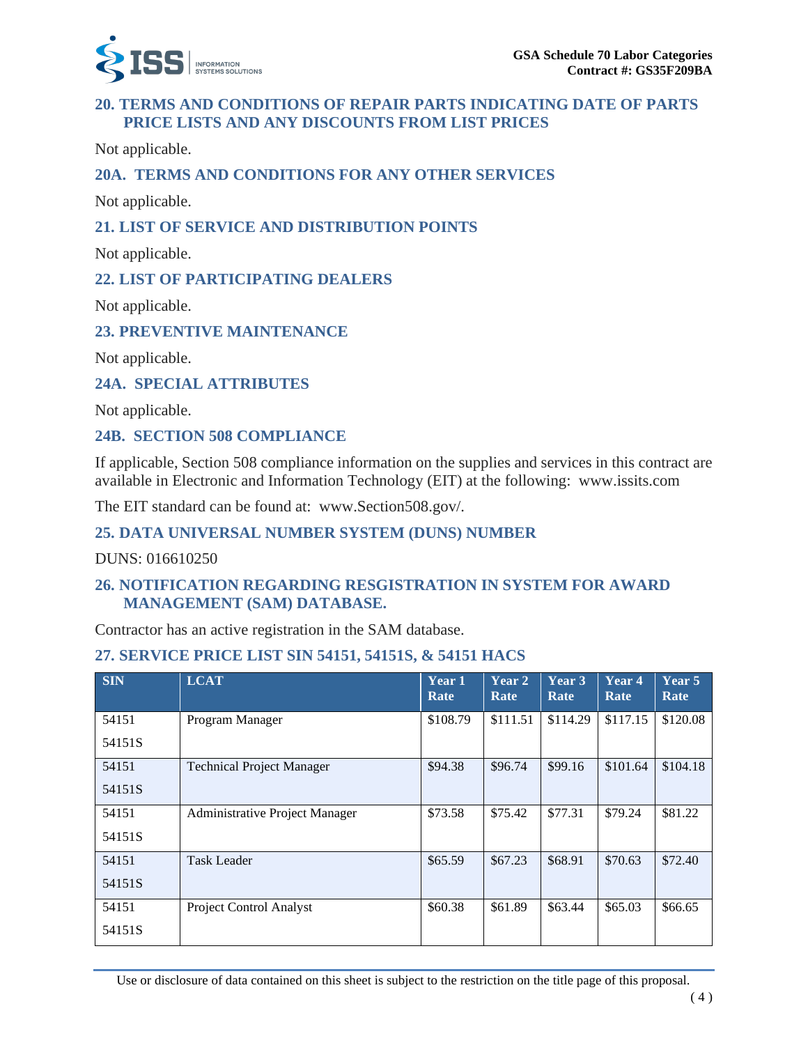## 20. TERMS AND CONDITIONS OF REPAIR PARTS INDICATING DATE OF PARTS PRICE LISTS AND ANY DISCOUNTS FROM LIST PRICES

Not applicable.

## 20A. TERMS AND CONDITIONS FOR ANY OTHER SERVICES

Not applicable.

## 21. LIST OF SERVICE AND DISTRIBUTION POINTS

Not applicable.

## 22. LIST OF PARTICIPATING DEALERS

Not applicable.

## 23. PREVENTIVE MAINTENANCE

Not applicable.

## 24A. SPECIAL ATTRIBUTES

Not applicable.

## 24B. SECTION 508 COMPLIANCE

If applicable, Section 508 compliance information on the supplies and services in this contract are available in Electronic and Information Technology (EIT) at the following: www.issits.com

The EIT standard can be found at: www.Section508.gov/.

## 25. DATA UNIVERSAL NUMBER SYSTEM (DUNS) NUMBER

DUNS: 016610250

## 26. NOTIFICATION REGARDING RESGISTRATION IN SYSTEM FOR AWARD MANAGEMENT (SAM) DATABASE.

Contractor has an active registration in the SAM database.

## 27. SERVICE PRICE LIST SIN 54151, 54151S, & 54151 HACS

| SIN | LCAT | Year 1 Rate | Year 2 Rate | Year 3 Rate | Year 4 Rate | Year 5 Rate |
|---|---|---|---|---|---|---|
| 54151<br>54151S | Program Manager | $108.79 | $111.51 | $114.29 | $117.15 | $120.08 |
| 54151<br>54151S | Technical Project Manager | $94.38 | $96.74 | $99.16 | $101.64 | $104.18 |
| 54151<br>54151S | Administrative Project Manager | $73.58 | $75.42 | $77.31 | $79.24 | $81.22 |
| 54151<br>54151S | Task Leader | $65.59 | $67.23 | $68.91 | $70.63 | $72.40 |
| 54151<br>54151S | Project Control Analyst | $60.38 | $61.89 | $63.44 | $65.03 | $66.65 |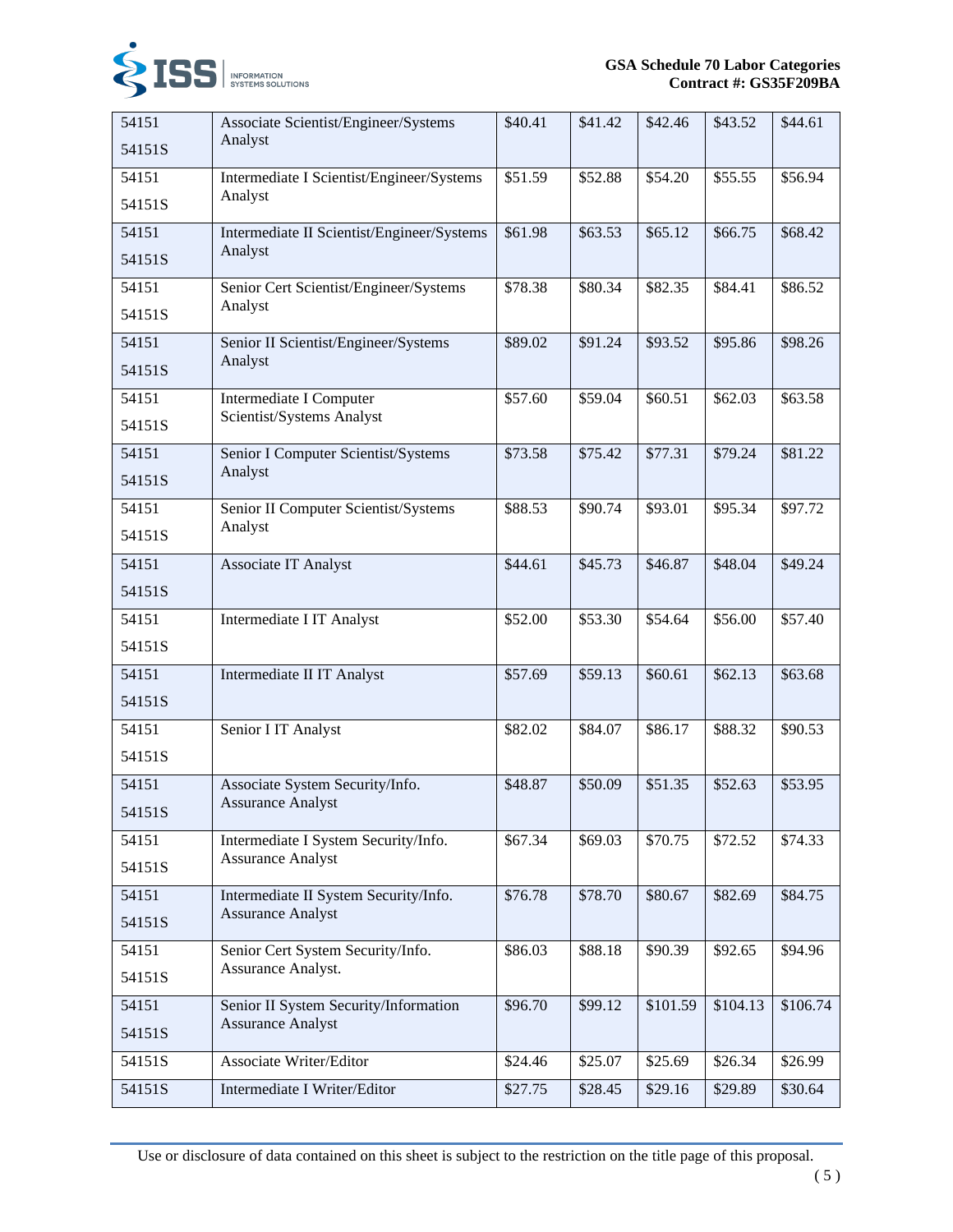| | | | | | | |
|---|---|---|---|---|---|---|
| 54151<br>54151S | Associate Scientist/Engineer/Systems Analyst | $40.41 | $41.42 | $42.46 | $43.52 | $44.61 |
| 54151<br>54151S | Intermediate I Scientist/Engineer/Systems Analyst | $51.59 | $52.88 | $54.20 | $55.55 | $56.94 |
| 54151<br>54151S | Intermediate II Scientist/Engineer/Systems Analyst | $61.98 | $63.53 | $65.12 | $66.75 | $68.42 |
| 54151<br>54151S | Senior Cert Scientist/Engineer/Systems Analyst | $78.38 | $80.34 | $82.35 | $84.41 | $86.52 |
| 54151<br>54151S | Senior II Scientist/Engineer/Systems Analyst | $89.02 | $91.24 | $93.52 | $95.86 | $98.26 |
| 54151<br>54151S | Intermediate I Computer Scientist/Systems Analyst | $57.60 | $59.04 | $60.51 | $62.03 | $63.58 |
| 54151<br>54151S | Senior I Computer Scientist/Systems Analyst | $73.58 | $75.42 | $77.31 | $79.24 | $81.22 |
| 54151<br>54151S | Senior II Computer Scientist/Systems Analyst | $88.53 | $90.74 | $93.01 | $95.34 | $97.72 |
| 54151<br>54151S | Associate IT Analyst | $44.61 | $45.73 | $46.87 | $48.04 | $49.24 |
| 54151<br>54151S | Intermediate I IT Analyst | $52.00 | $53.30 | $54.64 | $56.00 | $57.40 |
| 54151<br>54151S | Intermediate II IT Analyst | $57.69 | $59.13 | $60.61 | $62.13 | $63.68 |
| 54151<br>54151S | Senior I IT Analyst | $82.02 | $84.07 | $86.17 | $88.32 | $90.53 |
| 54151<br>54151S | Associate System Security/Info. Assurance Analyst | $48.87 | $50.09 | $51.35 | $52.63 | $53.95 |
| 54151<br>54151S | Intermediate I System Security/Info. Assurance Analyst | $67.34 | $69.03 | $70.75 | $72.52 | $74.33 |
| 54151<br>54151S | Intermediate II System Security/Info. Assurance Analyst | $76.78 | $78.70 | $80.67 | $82.69 | $84.75 |
| 54151<br>54151S | Senior Cert System Security/Info. Assurance Analyst. | $86.03 | $88.18 | $90.39 | $92.65 | $94.96 |
| 54151<br>54151S | Senior II System Security/Information Assurance Analyst | $96.70 | $99.12 | $101.59 | $104.13 | $106.74 |
| 54151S | Associate Writer/Editor | $24.46 | $25.07 | $25.69 | $26.34 | $26.99 |
| 54151S | Intermediate I Writer/Editor | $27.75 | $28.45 | $29.16 | $29.89 | $30.64 |

Use or disclosure of data contained on this sheet is subject to the restriction on the title page of this proposal.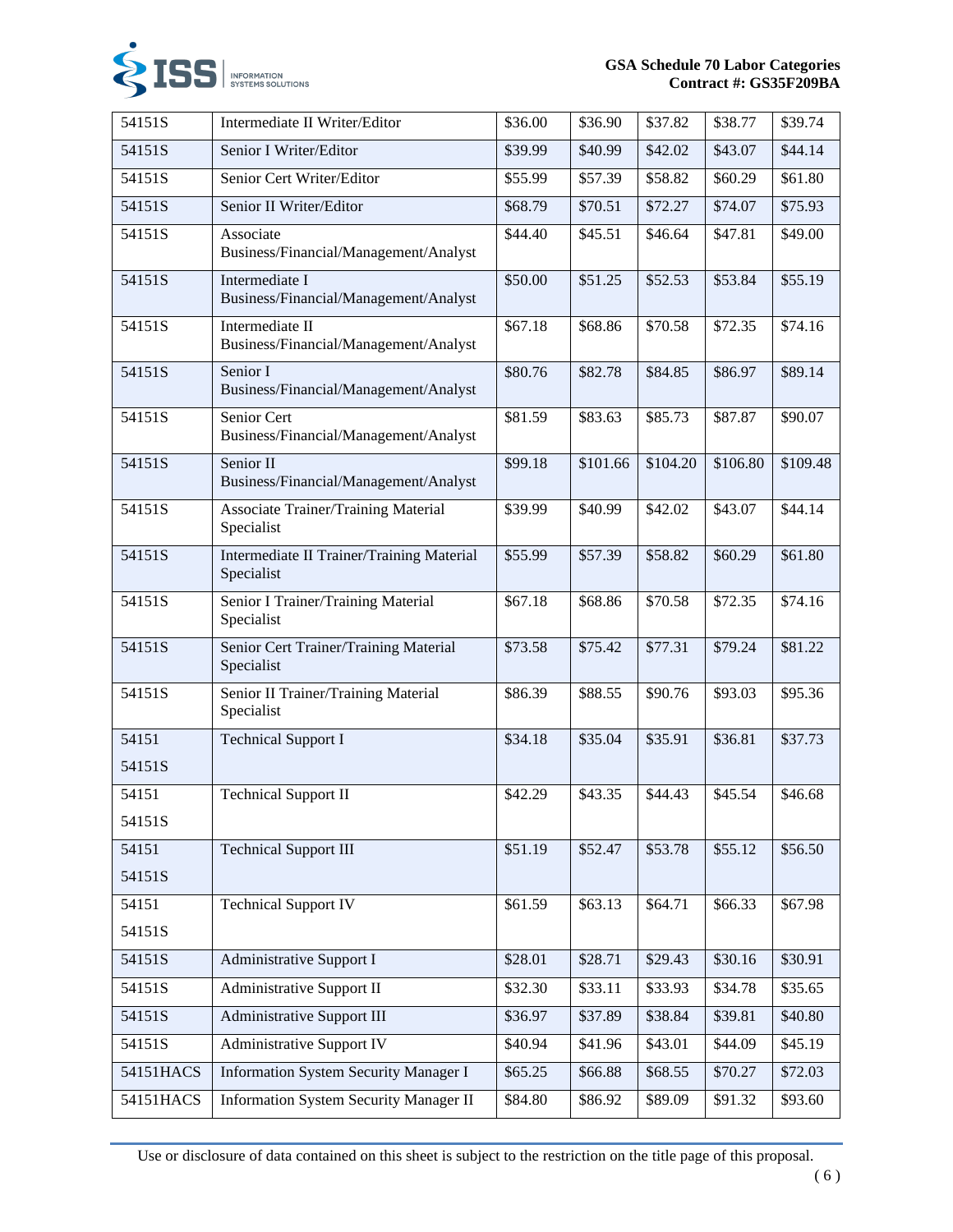| 54151S | Intermediate II Writer/Editor | $36.00 | $36.90 | $37.82 | $38.77 | $39.74 |
|---|---|---|---|---|---|---|
| 54151S | Senior I Writer/Editor | $39.99 | $40.99 | $42.02 | $43.07 | $44.14 |
| 54151S | Senior Cert Writer/Editor | $55.99 | $57.39 | $58.82 | $60.29 | $61.80 |
| 54151S | Senior II Writer/Editor | $68.79 | $70.51 | $72.27 | $74.07 | $75.93 |
| 54151S | Associate Business/Financial/Management/Analyst | $44.40 | $45.51 | $46.64 | $47.81 | $49.00 |
| 54151S | Intermediate I Business/Financial/Management/Analyst | $50.00 | $51.25 | $52.53 | $53.84 | $55.19 |
| 54151S | Intermediate II Business/Financial/Management/Analyst | $67.18 | $68.86 | $70.58 | $72.35 | $74.16 |
| 54151S | Senior I Business/Financial/Management/Analyst | $80.76 | $82.78 | $84.85 | $86.97 | $89.14 |
| 54151S | Senior Cert Business/Financial/Management/Analyst | $81.59 | $83.63 | $85.73 | $87.87 | $90.07 |
| 54151S | Senior II Business/Financial/Management/Analyst | $99.18 | $101.66 | $104.20 | $106.80 | $109.48 |
| 54151S | Associate Trainer/Training Material Specialist | $39.99 | $40.99 | $42.02 | $43.07 | $44.14 |
| 54151S | Intermediate II Trainer/Training Material Specialist | $55.99 | $57.39 | $58.82 | $60.29 | $61.80 |
| 54151S | Senior I Trainer/Training Material Specialist | $67.18 | $68.86 | $70.58 | $72.35 | $74.16 |
| 54151S | Senior Cert Trainer/Training Material Specialist | $73.58 | $75.42 | $77.31 | $79.24 | $81.22 |
| 54151S | Senior II Trainer/Training Material Specialist | $86.39 | $88.55 | $90.76 | $93.03 | $95.36 |
| 54151<br>54151S | Technical Support I | $34.18 | $35.04 | $35.91 | $36.81 | $37.73 |
| 54151<br>54151S | Technical Support II | $42.29 | $43.35 | $44.43 | $45.54 | $46.68 |
| 54151<br>54151S | Technical Support III | $51.19 | $52.47 | $53.78 | $55.12 | $56.50 |
| 54151<br>54151S | Technical Support IV | $61.59 | $63.13 | $64.71 | $66.33 | $67.98 |
| 54151S | Administrative Support I | $28.01 | $28.71 | $29.43 | $30.16 | $30.91 |
| 54151S | Administrative Support II | $32.30 | $33.11 | $33.93 | $34.78 | $35.65 |
| 54151S | Administrative Support III | $36.97 | $37.89 | $38.84 | $39.81 | $40.80 |
| 54151S | Administrative Support IV | $40.94 | $41.96 | $43.01 | $44.09 | $45.19 |
| 54151HACS | Information System Security Manager I | $65.25 | $66.88 | $68.55 | $70.27 | $72.03 |
| 54151HACS | Information System Security Manager II | $84.80 | $86.92 | $89.09 | $91.32 | $93.60 |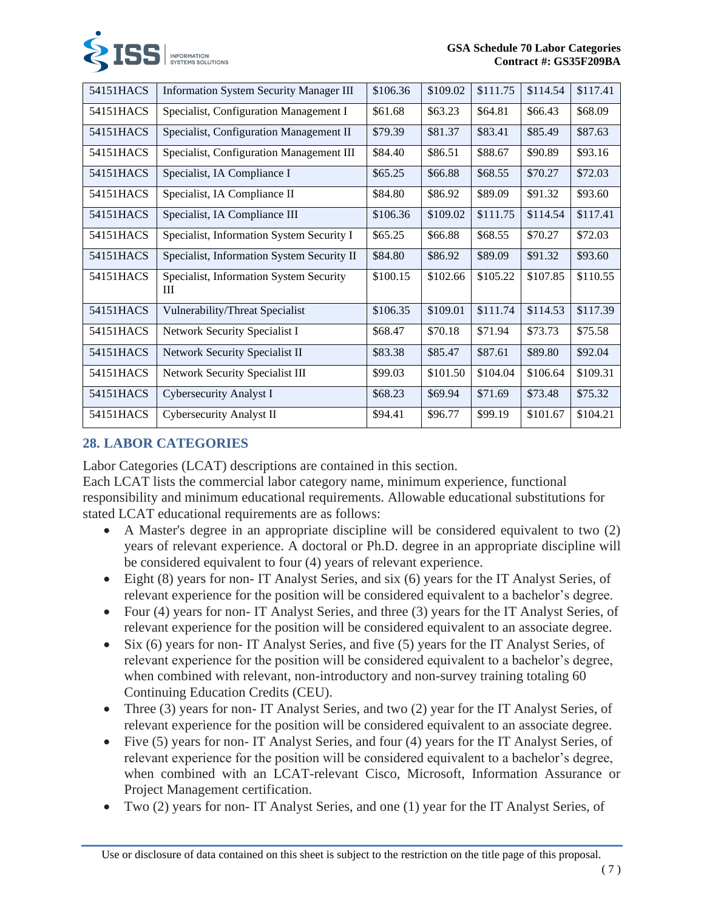| 54151HACS | Information System Security Manager III | $106.36 | $109.02 | $111.75 | $114.54 | $117.41 |
|---|---|---|---|---|---|---|
| 54151HACS | Specialist, Configuration Management I | $61.68 | $63.23 | $64.81 | $66.43 | $68.09 |
| 54151HACS | Specialist, Configuration Management II | $79.39 | $81.37 | $83.41 | $85.49 | $87.63 |
| 54151HACS | Specialist, Configuration Management III | $84.40 | $86.51 | $88.67 | $90.89 | $93.16 |
| 54151HACS | Specialist, IA Compliance I | $65.25 | $66.88 | $68.55 | $70.27 | $72.03 |
| 54151HACS | Specialist, IA Compliance II | $84.80 | $86.92 | $89.09 | $91.32 | $93.60 |
| 54151HACS | Specialist, IA Compliance III | $106.36 | $109.02 | $111.75 | $114.54 | $117.41 |
| 54151HACS | Specialist, Information System Security I | $65.25 | $66.88 | $68.55 | $70.27 | $72.03 |
| 54151HACS | Specialist, Information System Security II | $84.80 | $86.92 | $89.09 | $91.32 | $93.60 |
| 54151HACS | Specialist, Information System Security III | $100.15 | $102.66 | $105.22 | $107.85 | $110.55 |
| 54151HACS | Vulnerability/Threat Specialist | $106.35 | $109.01 | $111.74 | $114.53 | $117.39 |
| 54151HACS | Network Security Specialist I | $68.47 | $70.18 | $71.94 | $73.73 | $75.58 |
| 54151HACS | Network Security Specialist II | $83.38 | $85.47 | $87.61 | $89.80 | $92.04 |
| 54151HACS | Network Security Specialist III | $99.03 | $101.50 | $104.04 | $106.64 | $109.31 |
| 54151HACS | Cybersecurity Analyst I | $68.23 | $69.94 | $71.69 | $73.48 | $75.32 |
| 54151HACS | Cybersecurity Analyst II | $94.41 | $96.77 | $99.19 | $101.67 | $104.21 |

## 28. LABOR CATEGORIES

Labor Categories (LCAT) descriptions are contained in this section.
Each LCAT lists the commercial labor category name, minimum experience, functional responsibility and minimum educational requirements. Allowable educational substitutions for stated LCAT educational requirements are as follows:

- A Master's degree in an appropriate discipline will be considered equivalent to two (2) years of relevant experience. A doctoral or Ph.D. degree in an appropriate discipline will be considered equivalent to four (4) years of relevant experience.
- Eight (8) years for non- IT Analyst Series, and six (6) years for the IT Analyst Series, of relevant experience for the position will be considered equivalent to a bachelor's degree.
- Four (4) years for non- IT Analyst Series, and three (3) years for the IT Analyst Series, of relevant experience for the position will be considered equivalent to an associate degree.
- Six (6) years for non- IT Analyst Series, and five (5) years for the IT Analyst Series, of relevant experience for the position will be considered equivalent to a bachelor's degree, when combined with relevant, non-introductory and non-survey training totaling 60 Continuing Education Credits (CEU).
- Three (3) years for non- IT Analyst Series, and two (2) year for the IT Analyst Series, of relevant experience for the position will be considered equivalent to an associate degree.
- Five (5) years for non- IT Analyst Series, and four (4) years for the IT Analyst Series, of relevant experience for the position will be considered equivalent to a bachelor's degree, when combined with an LCAT-relevant Cisco, Microsoft, Information Assurance or Project Management certification.
- Two (2) years for non- IT Analyst Series, and one (1) year for the IT Analyst Series, of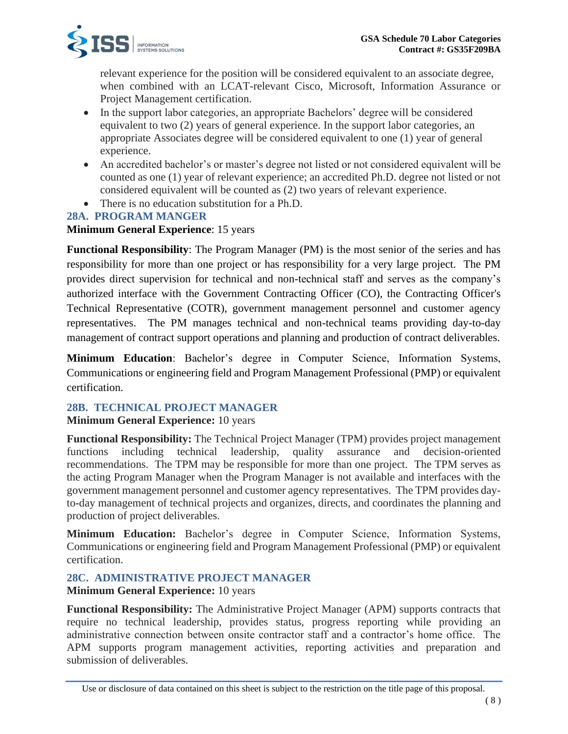relevant experience for the position will be considered equivalent to an associate degree, when combined with an LCAT-relevant Cisco, Microsoft, Information Assurance or Project Management certification.

- In the support labor categories, an appropriate Bachelors' degree will be considered equivalent to two (2) years of general experience. In the support labor categories, an appropriate Associates degree will be considered equivalent to one (1) year of general experience.
- An accredited bachelor's or master's degree not listed or not considered equivalent will be counted as one (1) year of relevant experience; an accredited Ph.D. degree not listed or not considered equivalent will be counted as (2) two years of relevant experience.
- There is no education substitution for a Ph.D.

### 28A. PROGRAM MANGER

**Minimum General Experience**: 15 years

**Functional Responsibility**: The Program Manager (PM) is the most senior of the series and has responsibility for more than one project or has responsibility for a very large project. The PM provides direct supervision for technical and non-technical staff and serves as the company's authorized interface with the Government Contracting Officer (CO), the Contracting Officer's Technical Representative (COTR), government management personnel and customer agency representatives. The PM manages technical and non-technical teams providing day-to-day management of contract support operations and planning and production of contract deliverables.

**Minimum Education**: Bachelor's degree in Computer Science, Information Systems, Communications or engineering field and Program Management Professional (PMP) or equivalent certification.

### 28B. TECHNICAL PROJECT MANAGER

**Minimum General Experience:** 10 years

**Functional Responsibility:** The Technical Project Manager (TPM) provides project management functions including technical leadership, quality assurance and decision-oriented recommendations. The TPM may be responsible for more than one project. The TPM serves as the acting Program Manager when the Program Manager is not available and interfaces with the government management personnel and customer agency representatives. The TPM provides day-to-day management of technical projects and organizes, directs, and coordinates the planning and production of project deliverables.

**Minimum Education:** Bachelor's degree in Computer Science, Information Systems, Communications or engineering field and Program Management Professional (PMP) or equivalent certification.

### 28C. ADMINISTRATIVE PROJECT MANAGER

**Minimum General Experience:** 10 years

**Functional Responsibility:** The Administrative Project Manager (APM) supports contracts that require no technical leadership, provides status, progress reporting while providing an administrative connection between onsite contractor staff and a contractor's home office. The APM supports program management activities, reporting activities and preparation and submission of deliverables.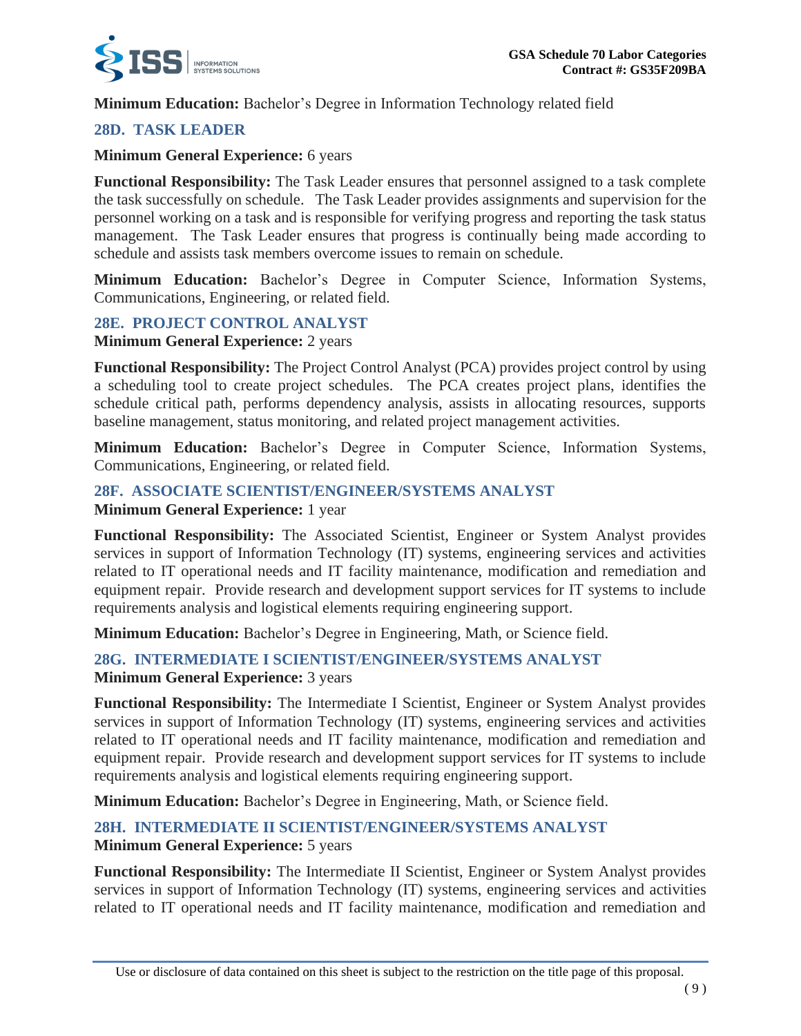**Minimum Education:** Bachelor's Degree in Information Technology related field

### 28D. TASK LEADER

**Minimum General Experience:** 6 years

**Functional Responsibility:** The Task Leader ensures that personnel assigned to a task complete the task successfully on schedule. The Task Leader provides assignments and supervision for the personnel working on a task and is responsible for verifying progress and reporting the task status management. The Task Leader ensures that progress is continually being made according to schedule and assists task members overcome issues to remain on schedule.

**Minimum Education:** Bachelor's Degree in Computer Science, Information Systems, Communications, Engineering, or related field.

### 28E. PROJECT CONTROL ANALYST

**Minimum General Experience:** 2 years

**Functional Responsibility:** The Project Control Analyst (PCA) provides project control by using a scheduling tool to create project schedules. The PCA creates project plans, identifies the schedule critical path, performs dependency analysis, assists in allocating resources, supports baseline management, status monitoring, and related project management activities.

**Minimum Education:** Bachelor's Degree in Computer Science, Information Systems, Communications, Engineering, or related field.

### 28F. ASSOCIATE SCIENTIST/ENGINEER/SYSTEMS ANALYST

**Minimum General Experience:** 1 year

**Functional Responsibility:** The Associated Scientist, Engineer or System Analyst provides services in support of Information Technology (IT) systems, engineering services and activities related to IT operational needs and IT facility maintenance, modification and remediation and equipment repair. Provide research and development support services for IT systems to include requirements analysis and logistical elements requiring engineering support.

**Minimum Education:** Bachelor's Degree in Engineering, Math, or Science field.

### 28G. INTERMEDIATE I SCIENTIST/ENGINEER/SYSTEMS ANALYST

**Minimum General Experience:** 3 years

**Functional Responsibility:** The Intermediate I Scientist, Engineer or System Analyst provides services in support of Information Technology (IT) systems, engineering services and activities related to IT operational needs and IT facility maintenance, modification and remediation and equipment repair. Provide research and development support services for IT systems to include requirements analysis and logistical elements requiring engineering support.

**Minimum Education:** Bachelor's Degree in Engineering, Math, or Science field.

### 28H. INTERMEDIATE II SCIENTIST/ENGINEER/SYSTEMS ANALYST

**Minimum General Experience:** 5 years

**Functional Responsibility:** The Intermediate II Scientist, Engineer or System Analyst provides services in support of Information Technology (IT) systems, engineering services and activities related to IT operational needs and IT facility maintenance, modification and remediation and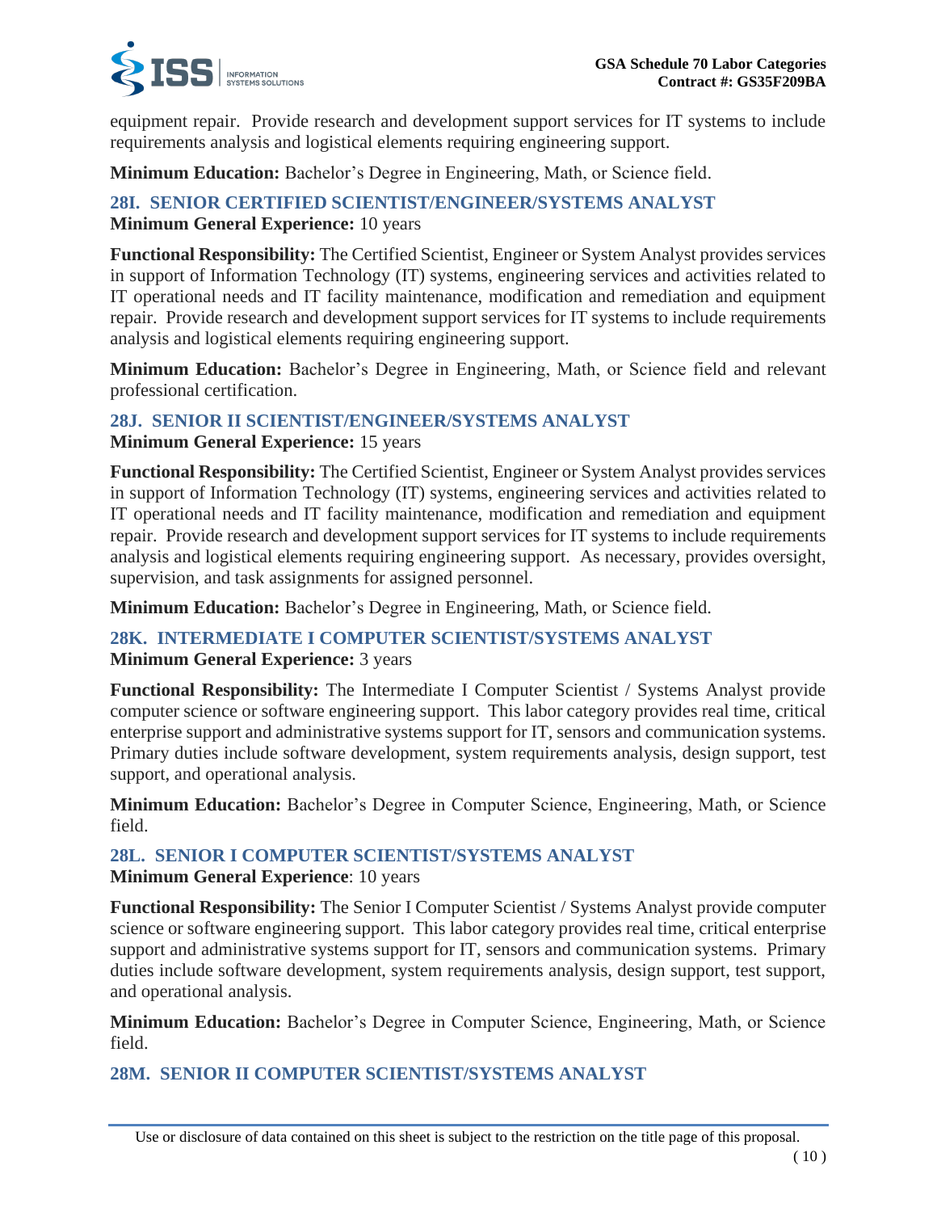equipment repair. Provide research and development support services for IT systems to include requirements analysis and logistical elements requiring engineering support.

**Minimum Education:** Bachelor's Degree in Engineering, Math, or Science field.

### 28I. SENIOR CERTIFIED SCIENTIST/ENGINEER/SYSTEMS ANALYST

**Minimum General Experience:** 10 years

**Functional Responsibility:** The Certified Scientist, Engineer or System Analyst provides services in support of Information Technology (IT) systems, engineering services and activities related to IT operational needs and IT facility maintenance, modification and remediation and equipment repair. Provide research and development support services for IT systems to include requirements analysis and logistical elements requiring engineering support.

**Minimum Education:** Bachelor's Degree in Engineering, Math, or Science field and relevant professional certification.

### 28J. SENIOR II SCIENTIST/ENGINEER/SYSTEMS ANALYST

**Minimum General Experience:** 15 years

**Functional Responsibility:** The Certified Scientist, Engineer or System Analyst provides services in support of Information Technology (IT) systems, engineering services and activities related to IT operational needs and IT facility maintenance, modification and remediation and equipment repair. Provide research and development support services for IT systems to include requirements analysis and logistical elements requiring engineering support. As necessary, provides oversight, supervision, and task assignments for assigned personnel.

**Minimum Education:** Bachelor's Degree in Engineering, Math, or Science field.

### 28K. INTERMEDIATE I COMPUTER SCIENTIST/SYSTEMS ANALYST

**Minimum General Experience:** 3 years

**Functional Responsibility:** The Intermediate I Computer Scientist / Systems Analyst provide computer science or software engineering support. This labor category provides real time, critical enterprise support and administrative systems support for IT, sensors and communication systems. Primary duties include software development, system requirements analysis, design support, test support, and operational analysis.

**Minimum Education:** Bachelor's Degree in Computer Science, Engineering, Math, or Science field.

### 28L. SENIOR I COMPUTER SCIENTIST/SYSTEMS ANALYST

**Minimum General Experience**: 10 years

**Functional Responsibility:** The Senior I Computer Scientist / Systems Analyst provide computer science or software engineering support. This labor category provides real time, critical enterprise support and administrative systems support for IT, sensors and communication systems. Primary duties include software development, system requirements analysis, design support, test support, and operational analysis.

**Minimum Education:** Bachelor's Degree in Computer Science, Engineering, Math, or Science field.

### 28M. SENIOR II COMPUTER SCIENTIST/SYSTEMS ANALYST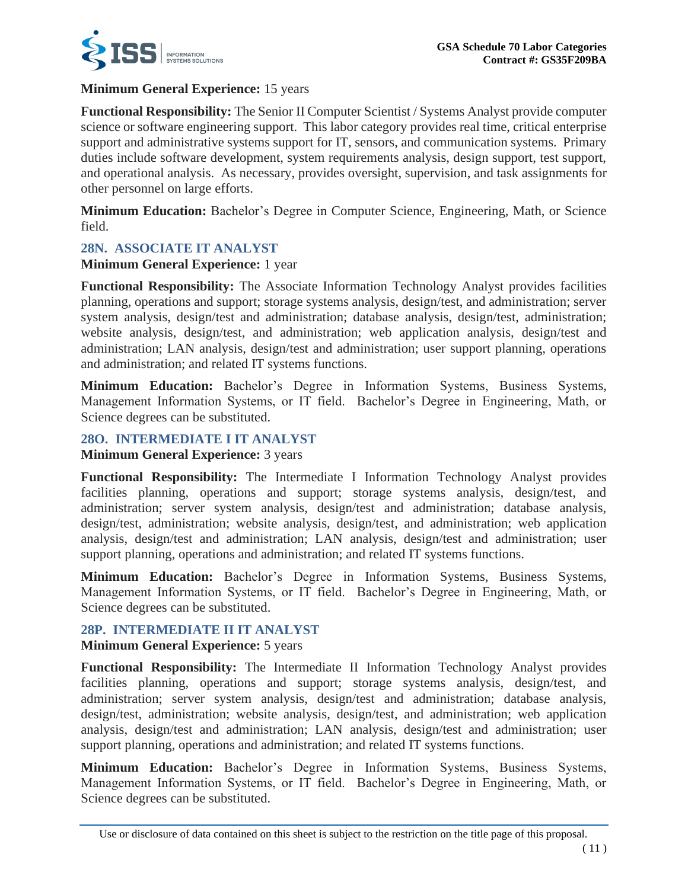**Minimum General Experience:** 15 years

**Functional Responsibility:** The Senior II Computer Scientist / Systems Analyst provide computer science or software engineering support. This labor category provides real time, critical enterprise support and administrative systems support for IT, sensors, and communication systems. Primary duties include software development, system requirements analysis, design support, test support, and operational analysis. As necessary, provides oversight, supervision, and task assignments for other personnel on large efforts.

**Minimum Education:** Bachelor's Degree in Computer Science, Engineering, Math, or Science field.

### 28N. ASSOCIATE IT ANALYST

**Minimum General Experience:** 1 year

**Functional Responsibility:** The Associate Information Technology Analyst provides facilities planning, operations and support; storage systems analysis, design/test, and administration; server system analysis, design/test and administration; database analysis, design/test, administration; website analysis, design/test, and administration; web application analysis, design/test and administration; LAN analysis, design/test and administration; user support planning, operations and administration; and related IT systems functions.

**Minimum Education:** Bachelor's Degree in Information Systems, Business Systems, Management Information Systems, or IT field. Bachelor's Degree in Engineering, Math, or Science degrees can be substituted.

### 28O. INTERMEDIATE I IT ANALYST

**Minimum General Experience:** 3 years

**Functional Responsibility:** The Intermediate I Information Technology Analyst provides facilities planning, operations and support; storage systems analysis, design/test, and administration; server system analysis, design/test and administration; database analysis, design/test, administration; website analysis, design/test, and administration; web application analysis, design/test and administration; LAN analysis, design/test and administration; user support planning, operations and administration; and related IT systems functions.

**Minimum Education:** Bachelor's Degree in Information Systems, Business Systems, Management Information Systems, or IT field. Bachelor's Degree in Engineering, Math, or Science degrees can be substituted.

### 28P. INTERMEDIATE II IT ANALYST

**Minimum General Experience:** 5 years

**Functional Responsibility:** The Intermediate II Information Technology Analyst provides facilities planning, operations and support; storage systems analysis, design/test, and administration; server system analysis, design/test and administration; database analysis, design/test, administration; website analysis, design/test, and administration; web application analysis, design/test and administration; LAN analysis, design/test and administration; user support planning, operations and administration; and related IT systems functions.

**Minimum Education:** Bachelor's Degree in Information Systems, Business Systems, Management Information Systems, or IT field. Bachelor's Degree in Engineering, Math, or Science degrees can be substituted.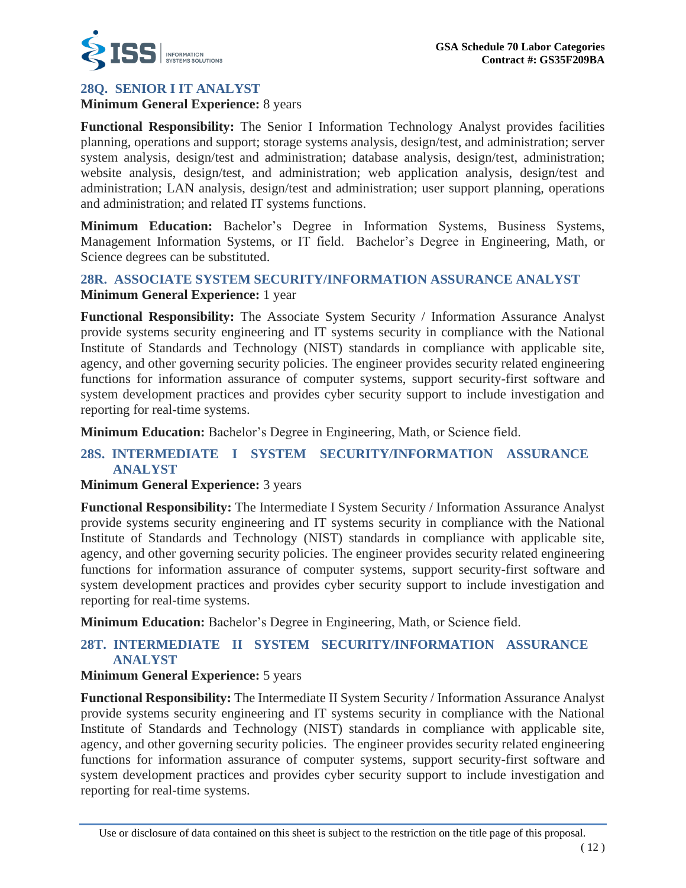### 28Q. SENIOR I IT ANALYST

**Minimum General Experience:** 8 years

**Functional Responsibility:** The Senior I Information Technology Analyst provides facilities planning, operations and support; storage systems analysis, design/test, and administration; server system analysis, design/test and administration; database analysis, design/test, administration; website analysis, design/test, and administration; web application analysis, design/test and administration; LAN analysis, design/test and administration; user support planning, operations and administration; and related IT systems functions.

**Minimum Education:** Bachelor's Degree in Information Systems, Business Systems, Management Information Systems, or IT field. Bachelor's Degree in Engineering, Math, or Science degrees can be substituted.

### 28R. ASSOCIATE SYSTEM SECURITY/INFORMATION ASSURANCE ANALYST

**Minimum General Experience:** 1 year

**Functional Responsibility:** The Associate System Security / Information Assurance Analyst provide systems security engineering and IT systems security in compliance with the National Institute of Standards and Technology (NIST) standards in compliance with applicable site, agency, and other governing security policies. The engineer provides security related engineering functions for information assurance of computer systems, support security-first software and system development practices and provides cyber security support to include investigation and reporting for real-time systems.

**Minimum Education:** Bachelor's Degree in Engineering, Math, or Science field.

### 28S. INTERMEDIATE I SYSTEM SECURITY/INFORMATION ASSURANCE ANALYST

**Minimum General Experience:** 3 years

**Functional Responsibility:** The Intermediate I System Security / Information Assurance Analyst provide systems security engineering and IT systems security in compliance with the National Institute of Standards and Technology (NIST) standards in compliance with applicable site, agency, and other governing security policies. The engineer provides security related engineering functions for information assurance of computer systems, support security-first software and system development practices and provides cyber security support to include investigation and reporting for real-time systems.

**Minimum Education:** Bachelor's Degree in Engineering, Math, or Science field.

### 28T. INTERMEDIATE II SYSTEM SECURITY/INFORMATION ASSURANCE ANALYST

**Minimum General Experience:** 5 years

**Functional Responsibility:** The Intermediate II System Security / Information Assurance Analyst provide systems security engineering and IT systems security in compliance with the National Institute of Standards and Technology (NIST) standards in compliance with applicable site, agency, and other governing security policies. The engineer provides security related engineering functions for information assurance of computer systems, support security-first software and system development practices and provides cyber security support to include investigation and reporting for real-time systems.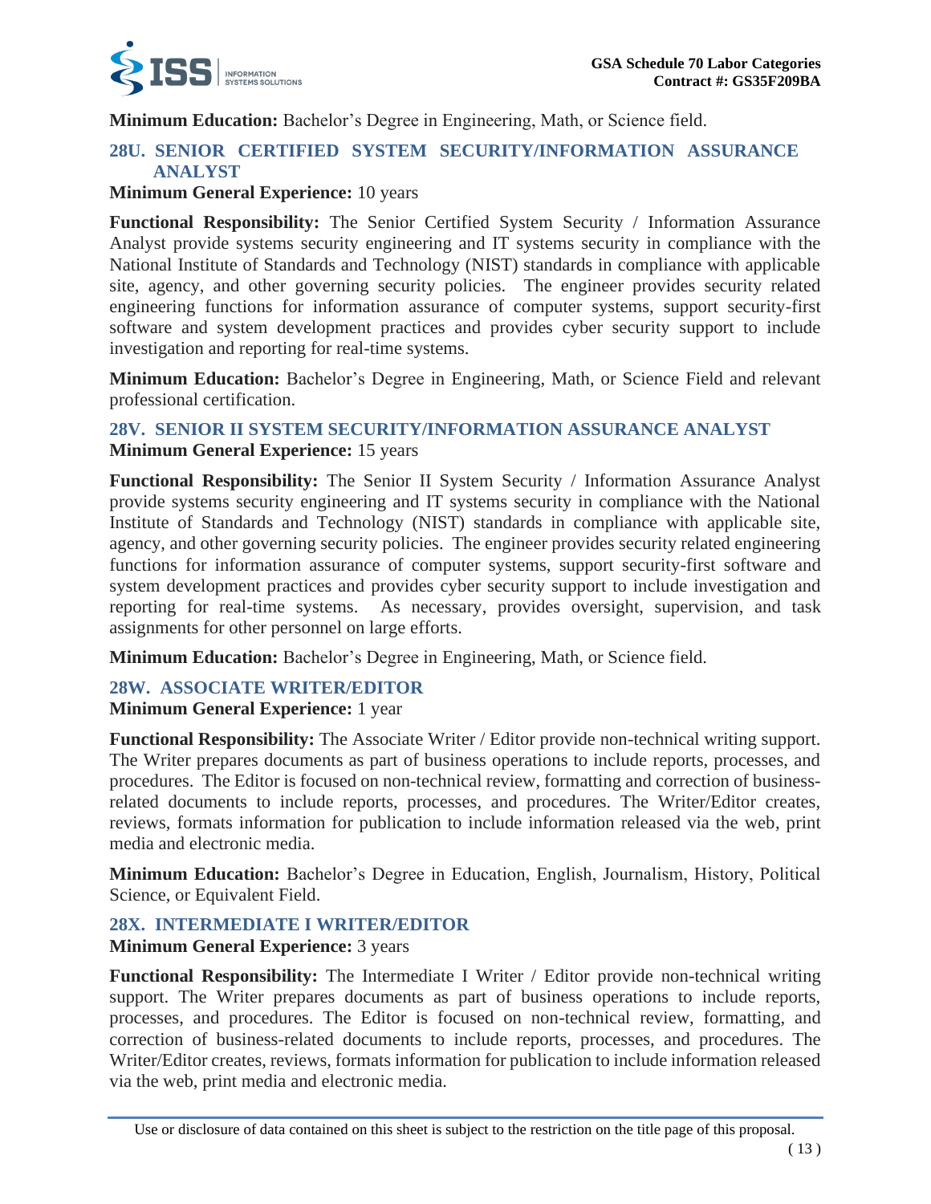**Minimum Education:** Bachelor's Degree in Engineering, Math, or Science field.

### 28U. SENIOR CERTIFIED SYSTEM SECURITY/INFORMATION ASSURANCE ANALYST

**Minimum General Experience:** 10 years

**Functional Responsibility:** The Senior Certified System Security / Information Assurance Analyst provide systems security engineering and IT systems security in compliance with the National Institute of Standards and Technology (NIST) standards in compliance with applicable site, agency, and other governing security policies. The engineer provides security related engineering functions for information assurance of computer systems, support security-first software and system development practices and provides cyber security support to include investigation and reporting for real-time systems.

**Minimum Education:** Bachelor's Degree in Engineering, Math, or Science Field and relevant professional certification.

### 28V. SENIOR II SYSTEM SECURITY/INFORMATION ASSURANCE ANALYST

**Minimum General Experience:** 15 years

**Functional Responsibility:** The Senior II System Security / Information Assurance Analyst provide systems security engineering and IT systems security in compliance with the National Institute of Standards and Technology (NIST) standards in compliance with applicable site, agency, and other governing security policies. The engineer provides security related engineering functions for information assurance of computer systems, support security-first software and system development practices and provides cyber security support to include investigation and reporting for real-time systems. As necessary, provides oversight, supervision, and task assignments for other personnel on large efforts.

**Minimum Education:** Bachelor's Degree in Engineering, Math, or Science field.

### 28W. ASSOCIATE WRITER/EDITOR

**Minimum General Experience:** 1 year

**Functional Responsibility:** The Associate Writer / Editor provide non-technical writing support. The Writer prepares documents as part of business operations to include reports, processes, and procedures. The Editor is focused on non-technical review, formatting and correction of business-related documents to include reports, processes, and procedures. The Writer/Editor creates, reviews, formats information for publication to include information released via the web, print media and electronic media.

**Minimum Education:** Bachelor's Degree in Education, English, Journalism, History, Political Science, or Equivalent Field.

### 28X. INTERMEDIATE I WRITER/EDITOR

**Minimum General Experience:** 3 years

**Functional Responsibility:** The Intermediate I Writer / Editor provide non-technical writing support. The Writer prepares documents as part of business operations to include reports, processes, and procedures. The Editor is focused on non-technical review, formatting, and correction of business-related documents to include reports, processes, and procedures. The Writer/Editor creates, reviews, formats information for publication to include information released via the web, print media and electronic media.

Use or disclosure of data contained on this sheet is subject to the restriction on the title page of this proposal.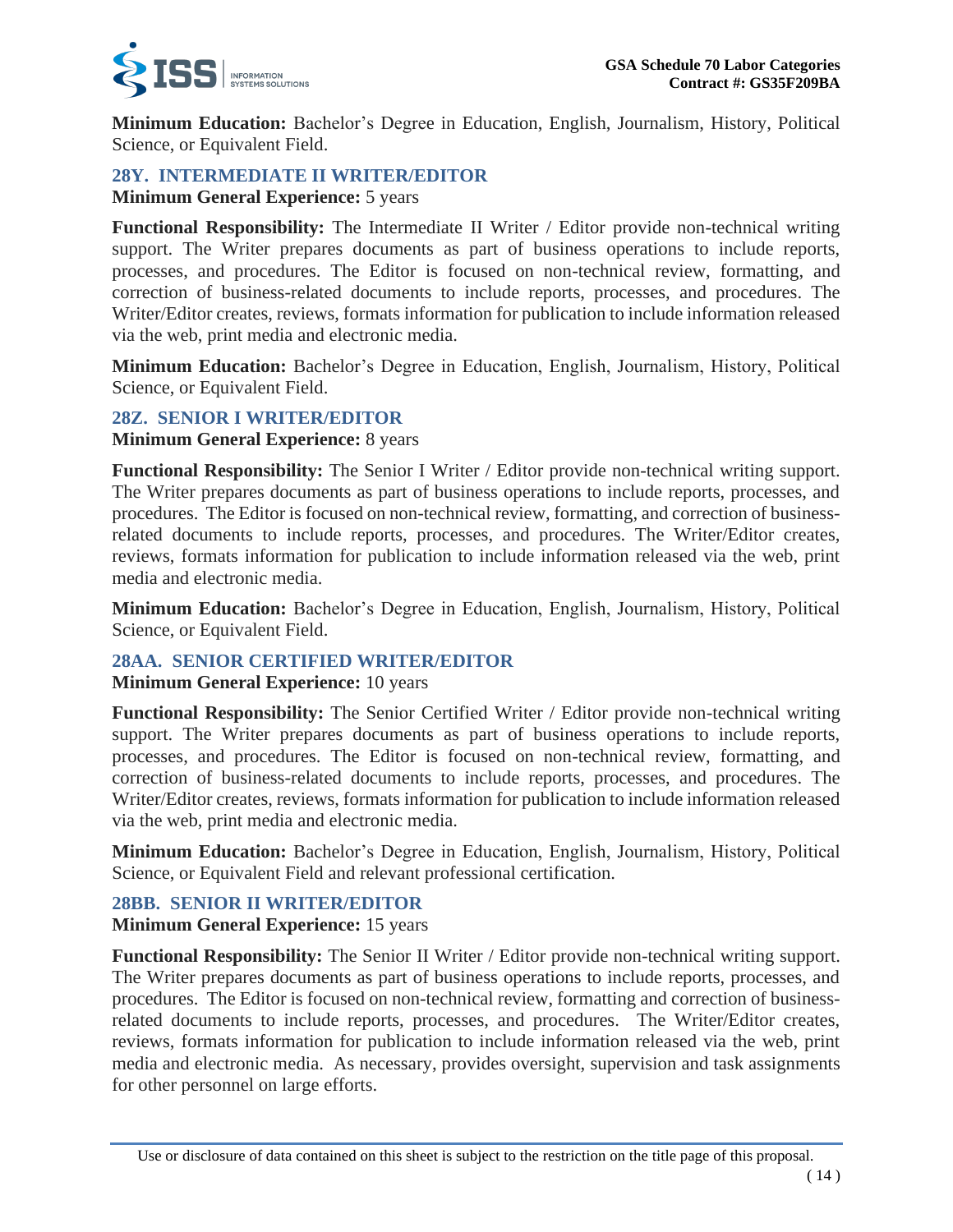**Minimum Education:** Bachelor's Degree in Education, English, Journalism, History, Political Science, or Equivalent Field.

### 28Y. INTERMEDIATE II WRITER/EDITOR

**Minimum General Experience:** 5 years

**Functional Responsibility:** The Intermediate II Writer / Editor provide non-technical writing support. The Writer prepares documents as part of business operations to include reports, processes, and procedures. The Editor is focused on non-technical review, formatting, and correction of business-related documents to include reports, processes, and procedures. The Writer/Editor creates, reviews, formats information for publication to include information released via the web, print media and electronic media.

**Minimum Education:** Bachelor's Degree in Education, English, Journalism, History, Political Science, or Equivalent Field.

### 28Z. SENIOR I WRITER/EDITOR

**Minimum General Experience:** 8 years

**Functional Responsibility:** The Senior I Writer / Editor provide non-technical writing support. The Writer prepares documents as part of business operations to include reports, processes, and procedures. The Editor is focused on non-technical review, formatting, and correction of business-related documents to include reports, processes, and procedures. The Writer/Editor creates, reviews, formats information for publication to include information released via the web, print media and electronic media.

**Minimum Education:** Bachelor's Degree in Education, English, Journalism, History, Political Science, or Equivalent Field.

### 28AA. SENIOR CERTIFIED WRITER/EDITOR

**Minimum General Experience:** 10 years

**Functional Responsibility:** The Senior Certified Writer / Editor provide non-technical writing support. The Writer prepares documents as part of business operations to include reports, processes, and procedures. The Editor is focused on non-technical review, formatting, and correction of business-related documents to include reports, processes, and procedures. The Writer/Editor creates, reviews, formats information for publication to include information released via the web, print media and electronic media.

**Minimum Education:** Bachelor's Degree in Education, English, Journalism, History, Political Science, or Equivalent Field and relevant professional certification.

### 28BB. SENIOR II WRITER/EDITOR

**Minimum General Experience:** 15 years

**Functional Responsibility:** The Senior II Writer / Editor provide non-technical writing support. The Writer prepares documents as part of business operations to include reports, processes, and procedures. The Editor is focused on non-technical review, formatting and correction of business-related documents to include reports, processes, and procedures. The Writer/Editor creates, reviews, formats information for publication to include information released via the web, print media and electronic media. As necessary, provides oversight, supervision and task assignments for other personnel on large efforts.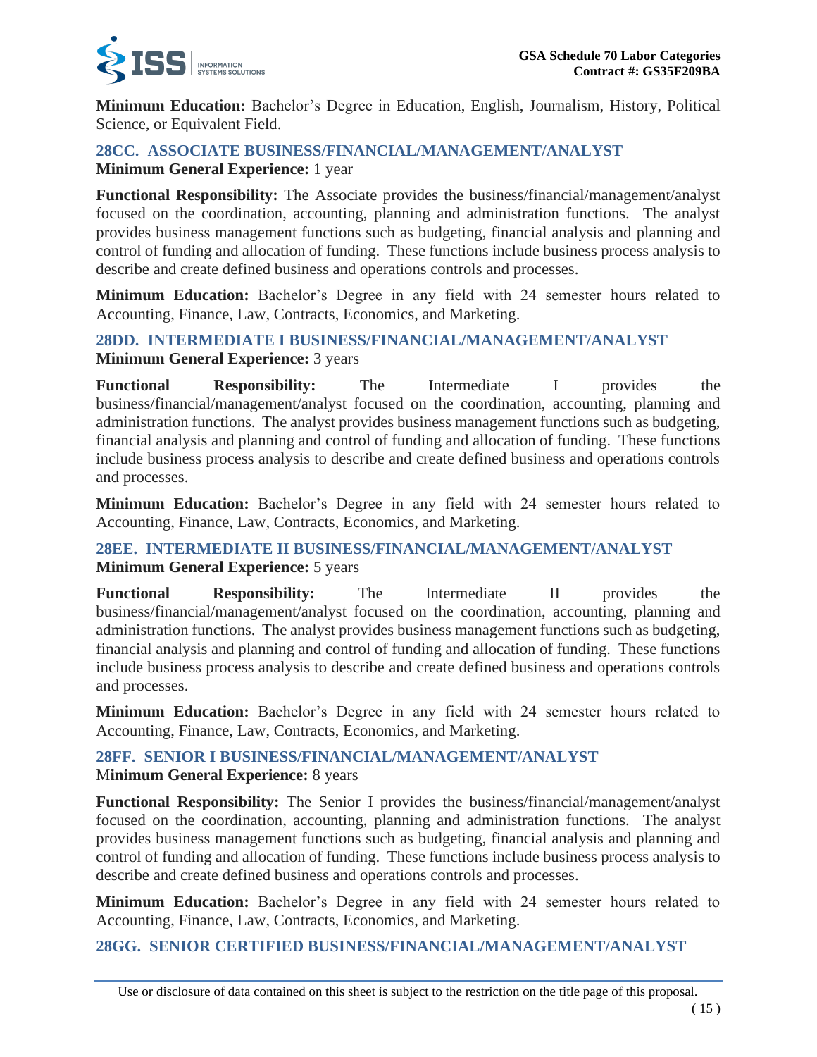**Minimum Education:** Bachelor's Degree in Education, English, Journalism, History, Political Science, or Equivalent Field.

### 28CC. ASSOCIATE BUSINESS/FINANCIAL/MANAGEMENT/ANALYST

**Minimum General Experience:** 1 year

**Functional Responsibility:** The Associate provides the business/financial/management/analyst focused on the coordination, accounting, planning and administration functions. The analyst provides business management functions such as budgeting, financial analysis and planning and control of funding and allocation of funding. These functions include business process analysis to describe and create defined business and operations controls and processes.

**Minimum Education:** Bachelor's Degree in any field with 24 semester hours related to Accounting, Finance, Law, Contracts, Economics, and Marketing.

### 28DD. INTERMEDIATE I BUSINESS/FINANCIAL/MANAGEMENT/ANALYST

**Minimum General Experience:** 3 years

**Functional Responsibility:** The Intermediate I provides the business/financial/management/analyst focused on the coordination, accounting, planning and administration functions. The analyst provides business management functions such as budgeting, financial analysis and planning and control of funding and allocation of funding. These functions include business process analysis to describe and create defined business and operations controls and processes.

**Minimum Education:** Bachelor's Degree in any field with 24 semester hours related to Accounting, Finance, Law, Contracts, Economics, and Marketing.

### 28EE. INTERMEDIATE II BUSINESS/FINANCIAL/MANAGEMENT/ANALYST

**Minimum General Experience:** 5 years

**Functional Responsibility:** The Intermediate II provides the business/financial/management/analyst focused on the coordination, accounting, planning and administration functions. The analyst provides business management functions such as budgeting, financial analysis and planning and control of funding and allocation of funding. These functions include business process analysis to describe and create defined business and operations controls and processes.

**Minimum Education:** Bachelor's Degree in any field with 24 semester hours related to Accounting, Finance, Law, Contracts, Economics, and Marketing.

### 28FF. SENIOR I BUSINESS/FINANCIAL/MANAGEMENT/ANALYST

**Minimum General Experience:** 8 years

**Functional Responsibility:** The Senior I provides the business/financial/management/analyst focused on the coordination, accounting, planning and administration functions. The analyst provides business management functions such as budgeting, financial analysis and planning and control of funding and allocation of funding. These functions include business process analysis to describe and create defined business and operations controls and processes.

**Minimum Education:** Bachelor's Degree in any field with 24 semester hours related to Accounting, Finance, Law, Contracts, Economics, and Marketing.

### 28GG. SENIOR CERTIFIED BUSINESS/FINANCIAL/MANAGEMENT/ANALYST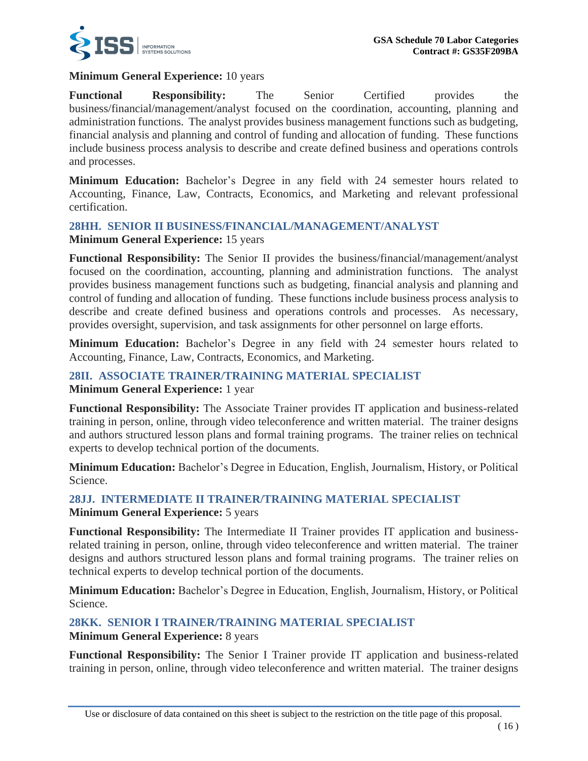**Minimum General Experience:** 10 years

**Functional Responsibility:** The Senior Certified provides the business/financial/management/analyst focused on the coordination, accounting, planning and administration functions. The analyst provides business management functions such as budgeting, financial analysis and planning and control of funding and allocation of funding. These functions include business process analysis to describe and create defined business and operations controls and processes.

**Minimum Education:** Bachelor's Degree in any field with 24 semester hours related to Accounting, Finance, Law, Contracts, Economics, and Marketing and relevant professional certification.

### 28HH. SENIOR II BUSINESS/FINANCIAL/MANAGEMENT/ANALYST

**Minimum General Experience:** 15 years

**Functional Responsibility:** The Senior II provides the business/financial/management/analyst focused on the coordination, accounting, planning and administration functions. The analyst provides business management functions such as budgeting, financial analysis and planning and control of funding and allocation of funding. These functions include business process analysis to describe and create defined business and operations controls and processes. As necessary, provides oversight, supervision, and task assignments for other personnel on large efforts.

**Minimum Education:** Bachelor's Degree in any field with 24 semester hours related to Accounting, Finance, Law, Contracts, Economics, and Marketing.

### 28II. ASSOCIATE TRAINER/TRAINING MATERIAL SPECIALIST

**Minimum General Experience:** 1 year

**Functional Responsibility:** The Associate Trainer provides IT application and business-related training in person, online, through video teleconference and written material. The trainer designs and authors structured lesson plans and formal training programs. The trainer relies on technical experts to develop technical portion of the documents.

**Minimum Education:** Bachelor's Degree in Education, English, Journalism, History, or Political Science.

### 28JJ. INTERMEDIATE II TRAINER/TRAINING MATERIAL SPECIALIST

**Minimum General Experience:** 5 years

**Functional Responsibility:** The Intermediate II Trainer provides IT application and business-related training in person, online, through video teleconference and written material. The trainer designs and authors structured lesson plans and formal training programs. The trainer relies on technical experts to develop technical portion of the documents.

**Minimum Education:** Bachelor's Degree in Education, English, Journalism, History, or Political Science.

### 28KK. SENIOR I TRAINER/TRAINING MATERIAL SPECIALIST

**Minimum General Experience:** 8 years

**Functional Responsibility:** The Senior I Trainer provide IT application and business-related training in person, online, through video teleconference and written material. The trainer designs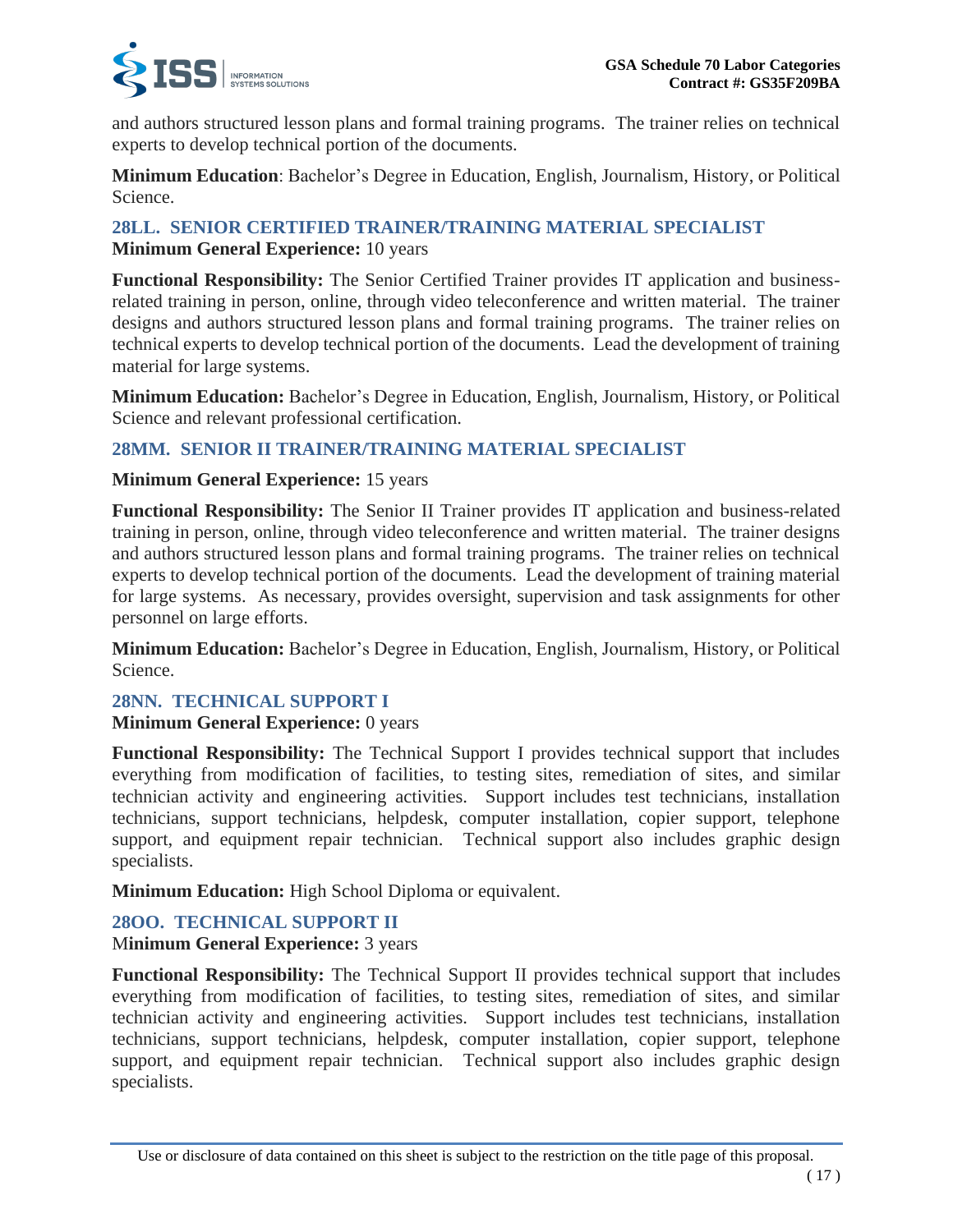and authors structured lesson plans and formal training programs. The trainer relies on technical experts to develop technical portion of the documents.

**Minimum Education**: Bachelor's Degree in Education, English, Journalism, History, or Political Science.

### 28LL. SENIOR CERTIFIED TRAINER/TRAINING MATERIAL SPECIALIST

**Minimum General Experience:** 10 years

**Functional Responsibility:** The Senior Certified Trainer provides IT application and business-related training in person, online, through video teleconference and written material. The trainer designs and authors structured lesson plans and formal training programs. The trainer relies on technical experts to develop technical portion of the documents. Lead the development of training material for large systems.

**Minimum Education:** Bachelor's Degree in Education, English, Journalism, History, or Political Science and relevant professional certification.

### 28MM. SENIOR II TRAINER/TRAINING MATERIAL SPECIALIST

**Minimum General Experience:** 15 years

**Functional Responsibility:** The Senior II Trainer provides IT application and business-related training in person, online, through video teleconference and written material. The trainer designs and authors structured lesson plans and formal training programs. The trainer relies on technical experts to develop technical portion of the documents. Lead the development of training material for large systems. As necessary, provides oversight, supervision and task assignments for other personnel on large efforts.

**Minimum Education:** Bachelor's Degree in Education, English, Journalism, History, or Political Science.

### 28NN. TECHNICAL SUPPORT I

**Minimum General Experience:** 0 years

**Functional Responsibility:** The Technical Support I provides technical support that includes everything from modification of facilities, to testing sites, remediation of sites, and similar technician activity and engineering activities. Support includes test technicians, installation technicians, support technicians, helpdesk, computer installation, copier support, telephone support, and equipment repair technician. Technical support also includes graphic design specialists.

**Minimum Education:** High School Diploma or equivalent.

### 28OO. TECHNICAL SUPPORT II

**Minimum General Experience:** 3 years

**Functional Responsibility:** The Technical Support II provides technical support that includes everything from modification of facilities, to testing sites, remediation of sites, and similar technician activity and engineering activities. Support includes test technicians, installation technicians, support technicians, helpdesk, computer installation, copier support, telephone support, and equipment repair technician. Technical support also includes graphic design specialists.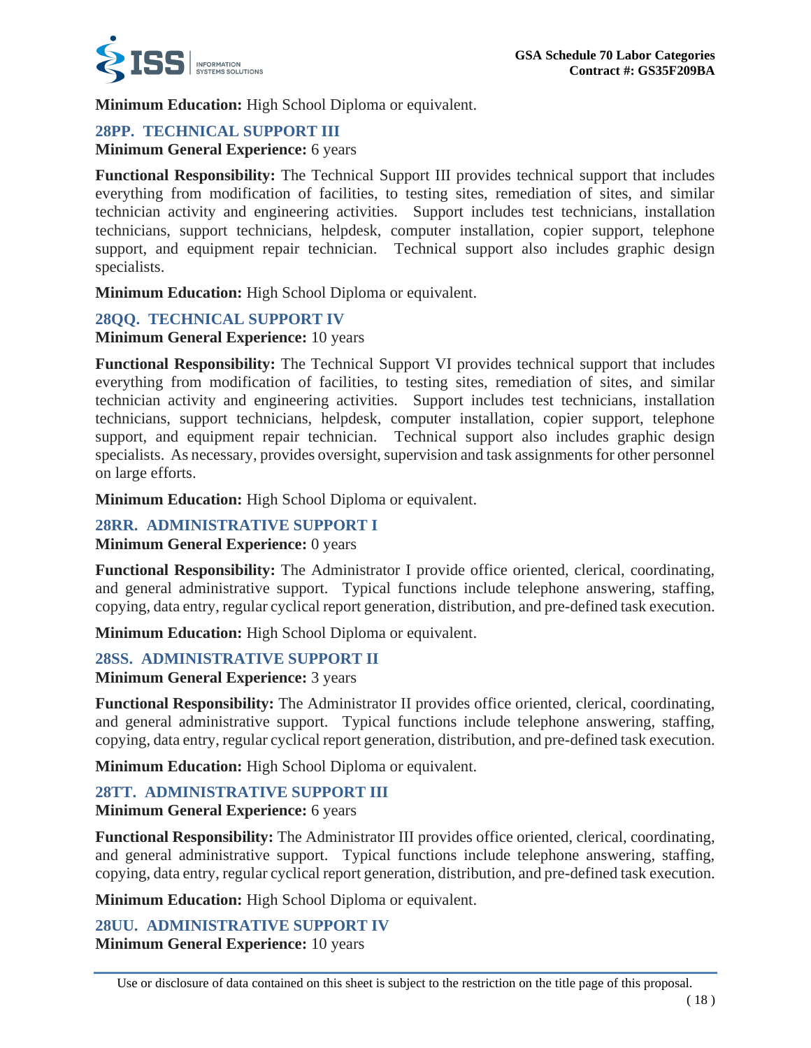**Minimum Education:** High School Diploma or equivalent.

### 28PP. TECHNICAL SUPPORT III

**Minimum General Experience:** 6 years

**Functional Responsibility:** The Technical Support III provides technical support that includes everything from modification of facilities, to testing sites, remediation of sites, and similar technician activity and engineering activities. Support includes test technicians, installation technicians, support technicians, helpdesk, computer installation, copier support, telephone support, and equipment repair technician. Technical support also includes graphic design specialists.

**Minimum Education:** High School Diploma or equivalent.

### 28QQ. TECHNICAL SUPPORT IV

**Minimum General Experience:** 10 years

**Functional Responsibility:** The Technical Support VI provides technical support that includes everything from modification of facilities, to testing sites, remediation of sites, and similar technician activity and engineering activities. Support includes test technicians, installation technicians, support technicians, helpdesk, computer installation, copier support, telephone support, and equipment repair technician. Technical support also includes graphic design specialists. As necessary, provides oversight, supervision and task assignments for other personnel on large efforts.

**Minimum Education:** High School Diploma or equivalent.

### 28RR. ADMINISTRATIVE SUPPORT I

**Minimum General Experience:** 0 years

**Functional Responsibility:** The Administrator I provide office oriented, clerical, coordinating, and general administrative support. Typical functions include telephone answering, staffing, copying, data entry, regular cyclical report generation, distribution, and pre-defined task execution.

**Minimum Education:** High School Diploma or equivalent.

### 28SS. ADMINISTRATIVE SUPPORT II

**Minimum General Experience:** 3 years

**Functional Responsibility:** The Administrator II provides office oriented, clerical, coordinating, and general administrative support. Typical functions include telephone answering, staffing, copying, data entry, regular cyclical report generation, distribution, and pre-defined task execution.

**Minimum Education:** High School Diploma or equivalent.

### 28TT. ADMINISTRATIVE SUPPORT III

**Minimum General Experience:** 6 years

**Functional Responsibility:** The Administrator III provides office oriented, clerical, coordinating, and general administrative support. Typical functions include telephone answering, staffing, copying, data entry, regular cyclical report generation, distribution, and pre-defined task execution.

**Minimum Education:** High School Diploma or equivalent.

### 28UU. ADMINISTRATIVE SUPPORT IV

**Minimum General Experience:** 10 years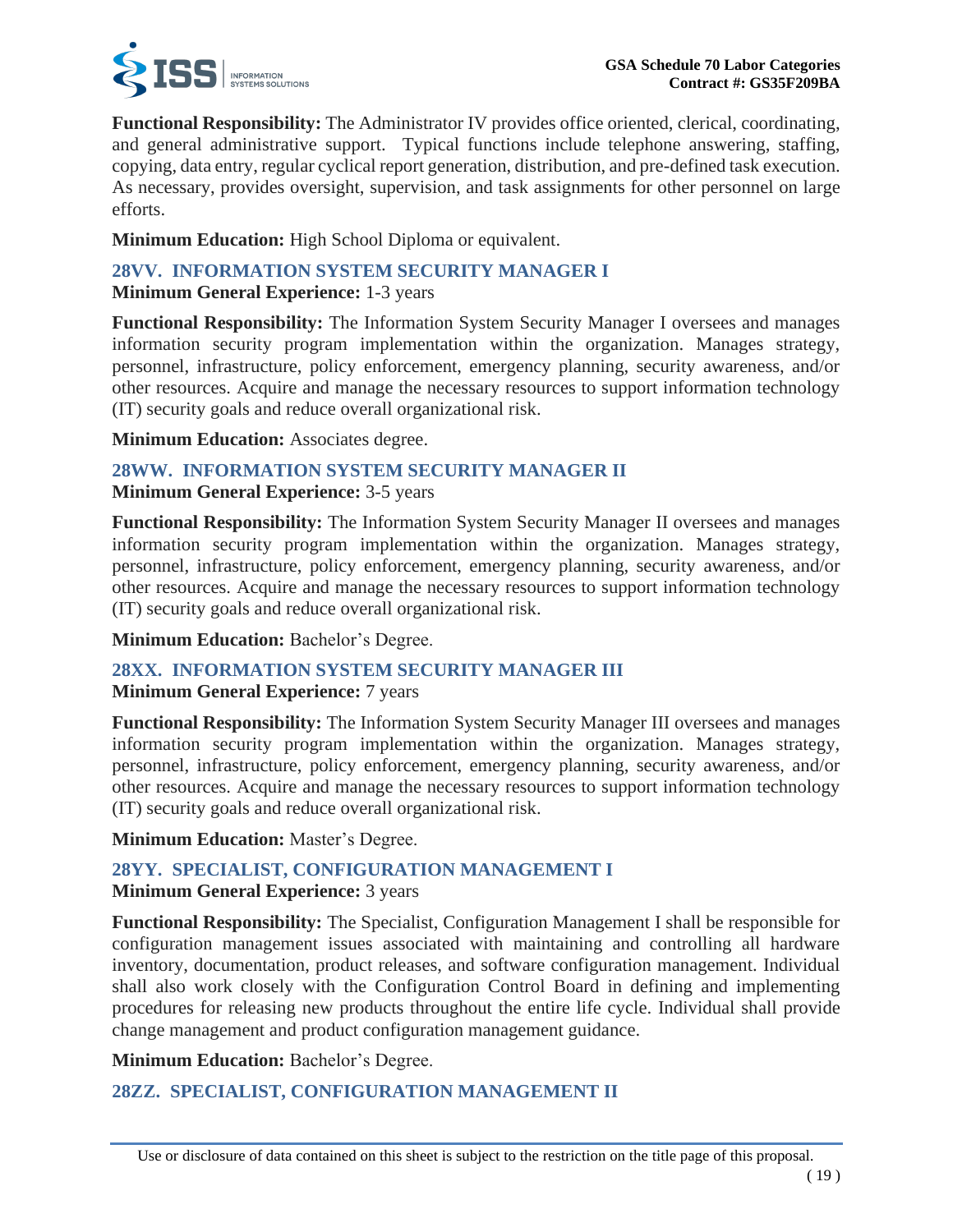**Functional Responsibility:** The Administrator IV provides office oriented, clerical, coordinating, and general administrative support. Typical functions include telephone answering, staffing, copying, data entry, regular cyclical report generation, distribution, and pre-defined task execution. As necessary, provides oversight, supervision, and task assignments for other personnel on large efforts.

**Minimum Education:** High School Diploma or equivalent.

### 28VV. INFORMATION SYSTEM SECURITY MANAGER I

**Minimum General Experience:** 1-3 years

**Functional Responsibility:** The Information System Security Manager I oversees and manages information security program implementation within the organization. Manages strategy, personnel, infrastructure, policy enforcement, emergency planning, security awareness, and/or other resources. Acquire and manage the necessary resources to support information technology (IT) security goals and reduce overall organizational risk.

**Minimum Education:** Associates degree.

### 28WW. INFORMATION SYSTEM SECURITY MANAGER II

**Minimum General Experience:** 3-5 years

**Functional Responsibility:** The Information System Security Manager II oversees and manages information security program implementation within the organization. Manages strategy, personnel, infrastructure, policy enforcement, emergency planning, security awareness, and/or other resources. Acquire and manage the necessary resources to support information technology (IT) security goals and reduce overall organizational risk.

**Minimum Education:** Bachelor's Degree.

### 28XX. INFORMATION SYSTEM SECURITY MANAGER III

**Minimum General Experience:** 7 years

**Functional Responsibility:** The Information System Security Manager III oversees and manages information security program implementation within the organization. Manages strategy, personnel, infrastructure, policy enforcement, emergency planning, security awareness, and/or other resources. Acquire and manage the necessary resources to support information technology (IT) security goals and reduce overall organizational risk.

**Minimum Education:** Master's Degree.

### 28YY. SPECIALIST, CONFIGURATION MANAGEMENT I

**Minimum General Experience:** 3 years

**Functional Responsibility:** The Specialist, Configuration Management I shall be responsible for configuration management issues associated with maintaining and controlling all hardware inventory, documentation, product releases, and software configuration management. Individual shall also work closely with the Configuration Control Board in defining and implementing procedures for releasing new products throughout the entire life cycle. Individual shall provide change management and product configuration management guidance.

**Minimum Education:** Bachelor's Degree.

### 28ZZ. SPECIALIST, CONFIGURATION MANAGEMENT II

Use or disclosure of data contained on this sheet is subject to the restriction on the title page of this proposal.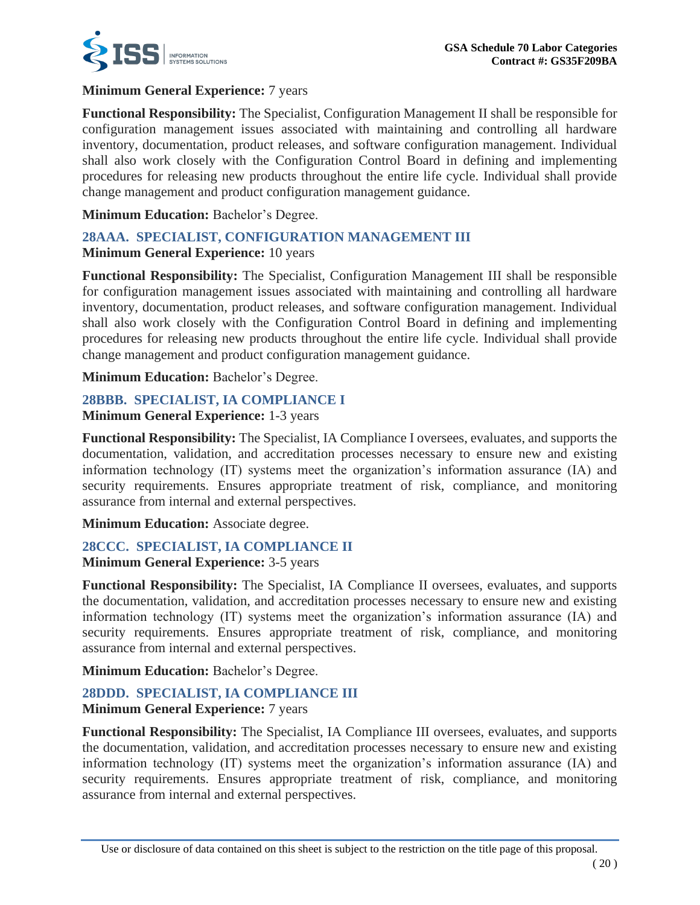**Minimum General Experience:** 7 years

**Functional Responsibility:** The Specialist, Configuration Management II shall be responsible for configuration management issues associated with maintaining and controlling all hardware inventory, documentation, product releases, and software configuration management. Individual shall also work closely with the Configuration Control Board in defining and implementing procedures for releasing new products throughout the entire life cycle. Individual shall provide change management and product configuration management guidance.

**Minimum Education:** Bachelor's Degree.

### 28AAA. SPECIALIST, CONFIGURATION MANAGEMENT III

**Minimum General Experience:** 10 years

**Functional Responsibility:** The Specialist, Configuration Management III shall be responsible for configuration management issues associated with maintaining and controlling all hardware inventory, documentation, product releases, and software configuration management. Individual shall also work closely with the Configuration Control Board in defining and implementing procedures for releasing new products throughout the entire life cycle. Individual shall provide change management and product configuration management guidance.

**Minimum Education:** Bachelor's Degree.

### 28BBB. SPECIALIST, IA COMPLIANCE I

**Minimum General Experience:** 1-3 years

**Functional Responsibility:** The Specialist, IA Compliance I oversees, evaluates, and supports the documentation, validation, and accreditation processes necessary to ensure new and existing information technology (IT) systems meet the organization's information assurance (IA) and security requirements. Ensures appropriate treatment of risk, compliance, and monitoring assurance from internal and external perspectives.

**Minimum Education:** Associate degree.

### 28CCC. SPECIALIST, IA COMPLIANCE II

**Minimum General Experience:** 3-5 years

**Functional Responsibility:** The Specialist, IA Compliance II oversees, evaluates, and supports the documentation, validation, and accreditation processes necessary to ensure new and existing information technology (IT) systems meet the organization's information assurance (IA) and security requirements. Ensures appropriate treatment of risk, compliance, and monitoring assurance from internal and external perspectives.

**Minimum Education:** Bachelor's Degree.

### 28DDD. SPECIALIST, IA COMPLIANCE III

**Minimum General Experience:** 7 years

**Functional Responsibility:** The Specialist, IA Compliance III oversees, evaluates, and supports the documentation, validation, and accreditation processes necessary to ensure new and existing information technology (IT) systems meet the organization's information assurance (IA) and security requirements. Ensures appropriate treatment of risk, compliance, and monitoring assurance from internal and external perspectives.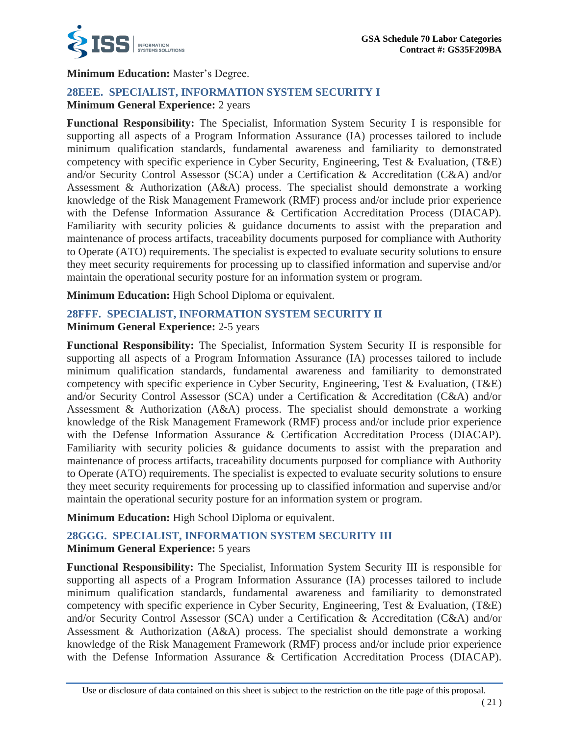**Minimum Education:** Master's Degree.

### 28EEE. SPECIALIST, INFORMATION SYSTEM SECURITY I

**Minimum General Experience:** 2 years

**Functional Responsibility:** The Specialist, Information System Security I is responsible for supporting all aspects of a Program Information Assurance (IA) processes tailored to include minimum qualification standards, fundamental awareness and familiarity to demonstrated competency with specific experience in Cyber Security, Engineering, Test & Evaluation, (T&E) and/or Security Control Assessor (SCA) under a Certification & Accreditation (C&A) and/or Assessment & Authorization (A&A) process. The specialist should demonstrate a working knowledge of the Risk Management Framework (RMF) process and/or include prior experience with the Defense Information Assurance & Certification Accreditation Process (DIACAP). Familiarity with security policies & guidance documents to assist with the preparation and maintenance of process artifacts, traceability documents purposed for compliance with Authority to Operate (ATO) requirements. The specialist is expected to evaluate security solutions to ensure they meet security requirements for processing up to classified information and supervise and/or maintain the operational security posture for an information system or program.

**Minimum Education:** High School Diploma or equivalent.

### 28FFF. SPECIALIST, INFORMATION SYSTEM SECURITY II

**Minimum General Experience:** 2-5 years

**Functional Responsibility:** The Specialist, Information System Security II is responsible for supporting all aspects of a Program Information Assurance (IA) processes tailored to include minimum qualification standards, fundamental awareness and familiarity to demonstrated competency with specific experience in Cyber Security, Engineering, Test & Evaluation, (T&E) and/or Security Control Assessor (SCA) under a Certification & Accreditation (C&A) and/or Assessment & Authorization (A&A) process. The specialist should demonstrate a working knowledge of the Risk Management Framework (RMF) process and/or include prior experience with the Defense Information Assurance & Certification Accreditation Process (DIACAP). Familiarity with security policies & guidance documents to assist with the preparation and maintenance of process artifacts, traceability documents purposed for compliance with Authority to Operate (ATO) requirements. The specialist is expected to evaluate security solutions to ensure they meet security requirements for processing up to classified information and supervise and/or maintain the operational security posture for an information system or program.

**Minimum Education:** High School Diploma or equivalent.

### 28GGG. SPECIALIST, INFORMATION SYSTEM SECURITY III

**Minimum General Experience:** 5 years

**Functional Responsibility:** The Specialist, Information System Security III is responsible for supporting all aspects of a Program Information Assurance (IA) processes tailored to include minimum qualification standards, fundamental awareness and familiarity to demonstrated competency with specific experience in Cyber Security, Engineering, Test & Evaluation, (T&E) and/or Security Control Assessor (SCA) under a Certification & Accreditation (C&A) and/or Assessment & Authorization (A&A) process. The specialist should demonstrate a working knowledge of the Risk Management Framework (RMF) process and/or include prior experience with the Defense Information Assurance & Certification Accreditation Process (DIACAP).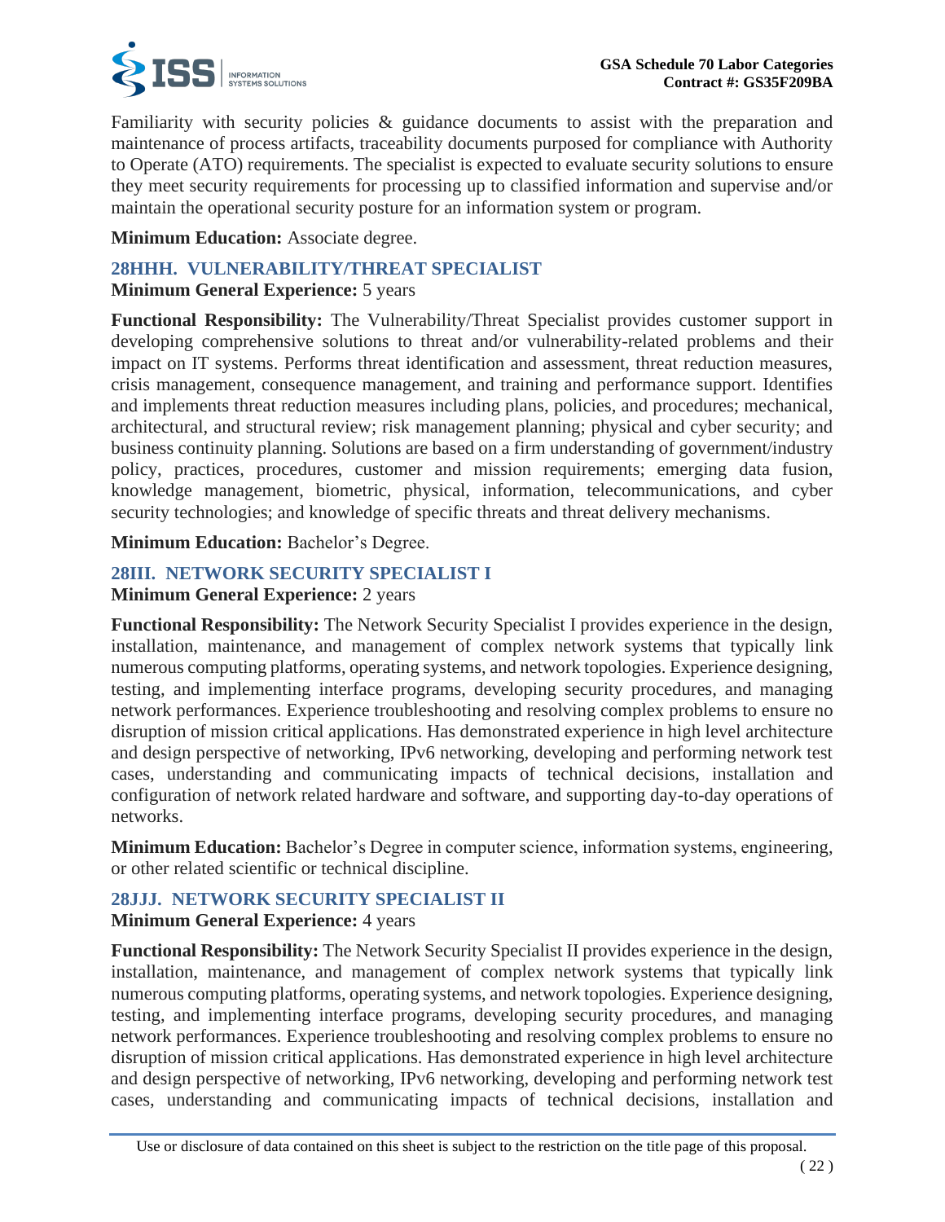Familiarity with security policies & guidance documents to assist with the preparation and maintenance of process artifacts, traceability documents purposed for compliance with Authority to Operate (ATO) requirements. The specialist is expected to evaluate security solutions to ensure they meet security requirements for processing up to classified information and supervise and/or maintain the operational security posture for an information system or program.

**Minimum Education:** Associate degree.

### 28HHH. VULNERABILITY/THREAT SPECIALIST

**Minimum General Experience:** 5 years

**Functional Responsibility:** The Vulnerability/Threat Specialist provides customer support in developing comprehensive solutions to threat and/or vulnerability-related problems and their impact on IT systems. Performs threat identification and assessment, threat reduction measures, crisis management, consequence management, and training and performance support. Identifies and implements threat reduction measures including plans, policies, and procedures; mechanical, architectural, and structural review; risk management planning; physical and cyber security; and business continuity planning. Solutions are based on a firm understanding of government/industry policy, practices, procedures, customer and mission requirements; emerging data fusion, knowledge management, biometric, physical, information, telecommunications, and cyber security technologies; and knowledge of specific threats and threat delivery mechanisms.

**Minimum Education:** Bachelor's Degree.

### 28III. NETWORK SECURITY SPECIALIST I

**Minimum General Experience:** 2 years

**Functional Responsibility:** The Network Security Specialist I provides experience in the design, installation, maintenance, and management of complex network systems that typically link numerous computing platforms, operating systems, and network topologies. Experience designing, testing, and implementing interface programs, developing security procedures, and managing network performances. Experience troubleshooting and resolving complex problems to ensure no disruption of mission critical applications. Has demonstrated experience in high level architecture and design perspective of networking, IPv6 networking, developing and performing network test cases, understanding and communicating impacts of technical decisions, installation and configuration of network related hardware and software, and supporting day-to-day operations of networks.

**Minimum Education:** Bachelor's Degree in computer science, information systems, engineering, or other related scientific or technical discipline.

### 28JJJ. NETWORK SECURITY SPECIALIST II

**Minimum General Experience:** 4 years

**Functional Responsibility:** The Network Security Specialist II provides experience in the design, installation, maintenance, and management of complex network systems that typically link numerous computing platforms, operating systems, and network topologies. Experience designing, testing, and implementing interface programs, developing security procedures, and managing network performances. Experience troubleshooting and resolving complex problems to ensure no disruption of mission critical applications. Has demonstrated experience in high level architecture and design perspective of networking, IPv6 networking, developing and performing network test cases, understanding and communicating impacts of technical decisions, installation and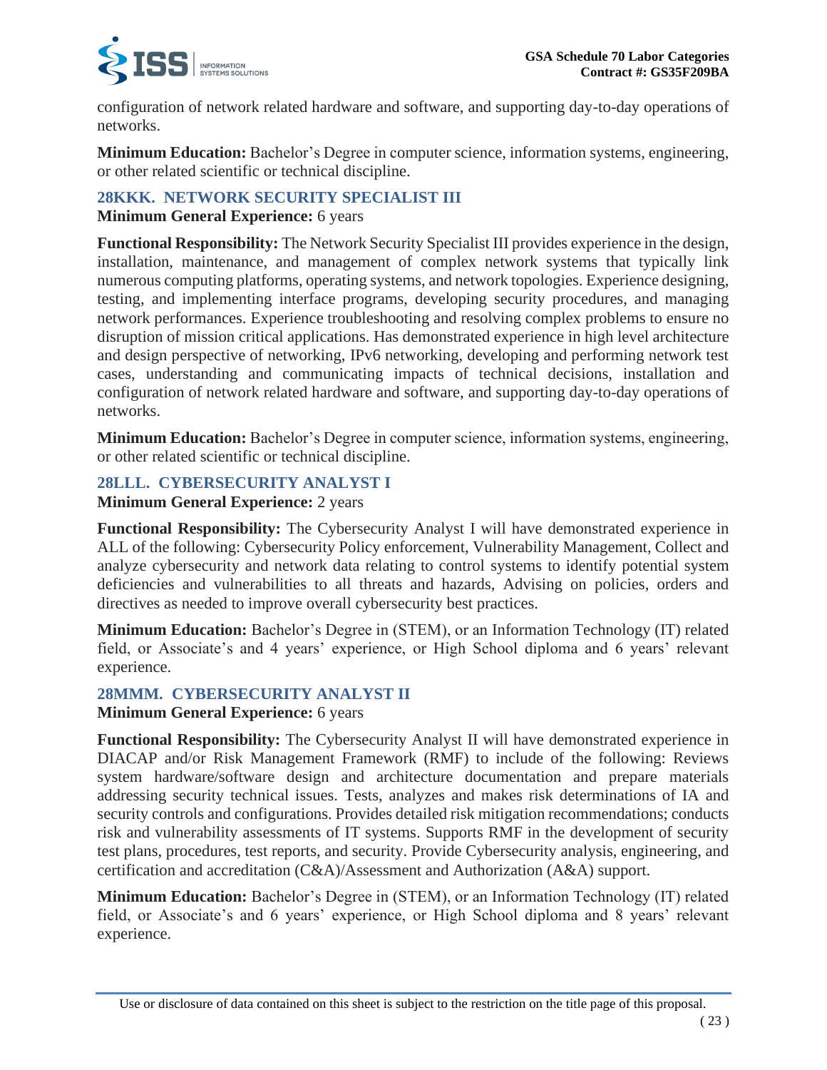configuration of network related hardware and software, and supporting day-to-day operations of networks.

**Minimum Education:** Bachelor's Degree in computer science, information systems, engineering, or other related scientific or technical discipline.

### 28KKK. NETWORK SECURITY SPECIALIST III

**Minimum General Experience:** 6 years

**Functional Responsibility:** The Network Security Specialist III provides experience in the design, installation, maintenance, and management of complex network systems that typically link numerous computing platforms, operating systems, and network topologies. Experience designing, testing, and implementing interface programs, developing security procedures, and managing network performances. Experience troubleshooting and resolving complex problems to ensure no disruption of mission critical applications. Has demonstrated experience in high level architecture and design perspective of networking, IPv6 networking, developing and performing network test cases, understanding and communicating impacts of technical decisions, installation and configuration of network related hardware and software, and supporting day-to-day operations of networks.

**Minimum Education:** Bachelor's Degree in computer science, information systems, engineering, or other related scientific or technical discipline.

### 28LLL. CYBERSECURITY ANALYST I

**Minimum General Experience:** 2 years

**Functional Responsibility:** The Cybersecurity Analyst I will have demonstrated experience in ALL of the following: Cybersecurity Policy enforcement, Vulnerability Management, Collect and analyze cybersecurity and network data relating to control systems to identify potential system deficiencies and vulnerabilities to all threats and hazards, Advising on policies, orders and directives as needed to improve overall cybersecurity best practices.

**Minimum Education:** Bachelor's Degree in (STEM), or an Information Technology (IT) related field, or Associate's and 4 years' experience, or High School diploma and 6 years' relevant experience.

### 28MMM. CYBERSECURITY ANALYST II

**Minimum General Experience:** 6 years

**Functional Responsibility:** The Cybersecurity Analyst II will have demonstrated experience in DIACAP and/or Risk Management Framework (RMF) to include of the following: Reviews system hardware/software design and architecture documentation and prepare materials addressing security technical issues. Tests, analyzes and makes risk determinations of IA and security controls and configurations. Provides detailed risk mitigation recommendations; conducts risk and vulnerability assessments of IT systems. Supports RMF in the development of security test plans, procedures, test reports, and security. Provide Cybersecurity analysis, engineering, and certification and accreditation (C&A)/Assessment and Authorization (A&A) support.

**Minimum Education:** Bachelor's Degree in (STEM), or an Information Technology (IT) related field, or Associate's and 6 years' experience, or High School diploma and 8 years' relevant experience.